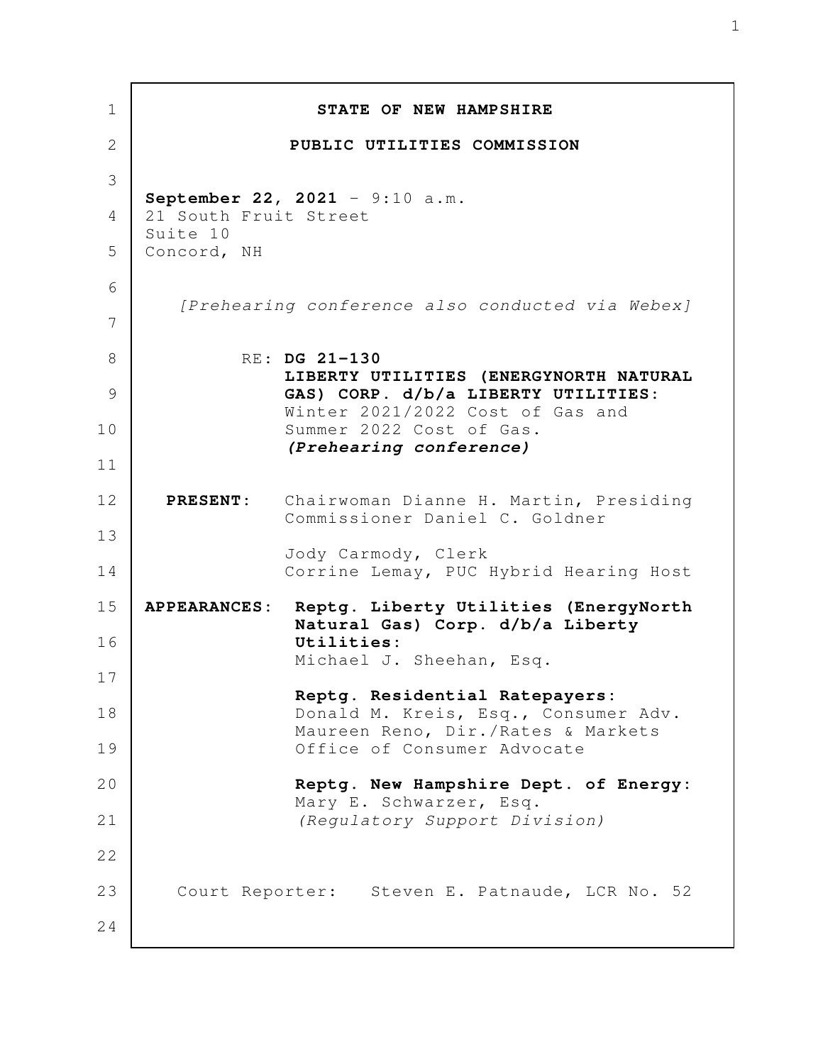**STATE OF NEW HAMPSHIRE**

**PUBLIC UTILITIES COMMISSION**

**September 22, 2021** - 9:10 a.m.
21 South Fruit Street
Suite 10
Concord, NH

*[Prehearing conference also conducted via Webex]*

RE: **DG 21-130**
**LIBERTY UTILITIES (ENERGYNORTH NATURAL GAS) CORP. d/b/a LIBERTY UTILITIES:**
Winter 2021/2022 Cost of Gas and Summer 2022 Cost of Gas.
***(Prehearing conference)***

**PRESENT:** Chairwoman Dianne H. Martin, Presiding
Commissioner Daniel C. Goldner

Jody Carmody, Clerk
Corrine Lemay, PUC Hybrid Hearing Host

**APPEARANCES:** **Reptg. Liberty Utilities (EnergyNorth Natural Gas) Corp. d/b/a Liberty Utilities:**
Michael J. Sheehan, Esq.

**Reptg. Residential Ratepayers:**
Donald M. Kreis, Esq., Consumer Adv.
Maureen Reno, Dir./Rates & Markets
Office of Consumer Advocate

**Reptg. New Hampshire Dept. of Energy:**
Mary E. Schwarzer, Esq.
*(Regulatory Support Division)*

Court Reporter: Steven E. Patnaude, LCR No. 52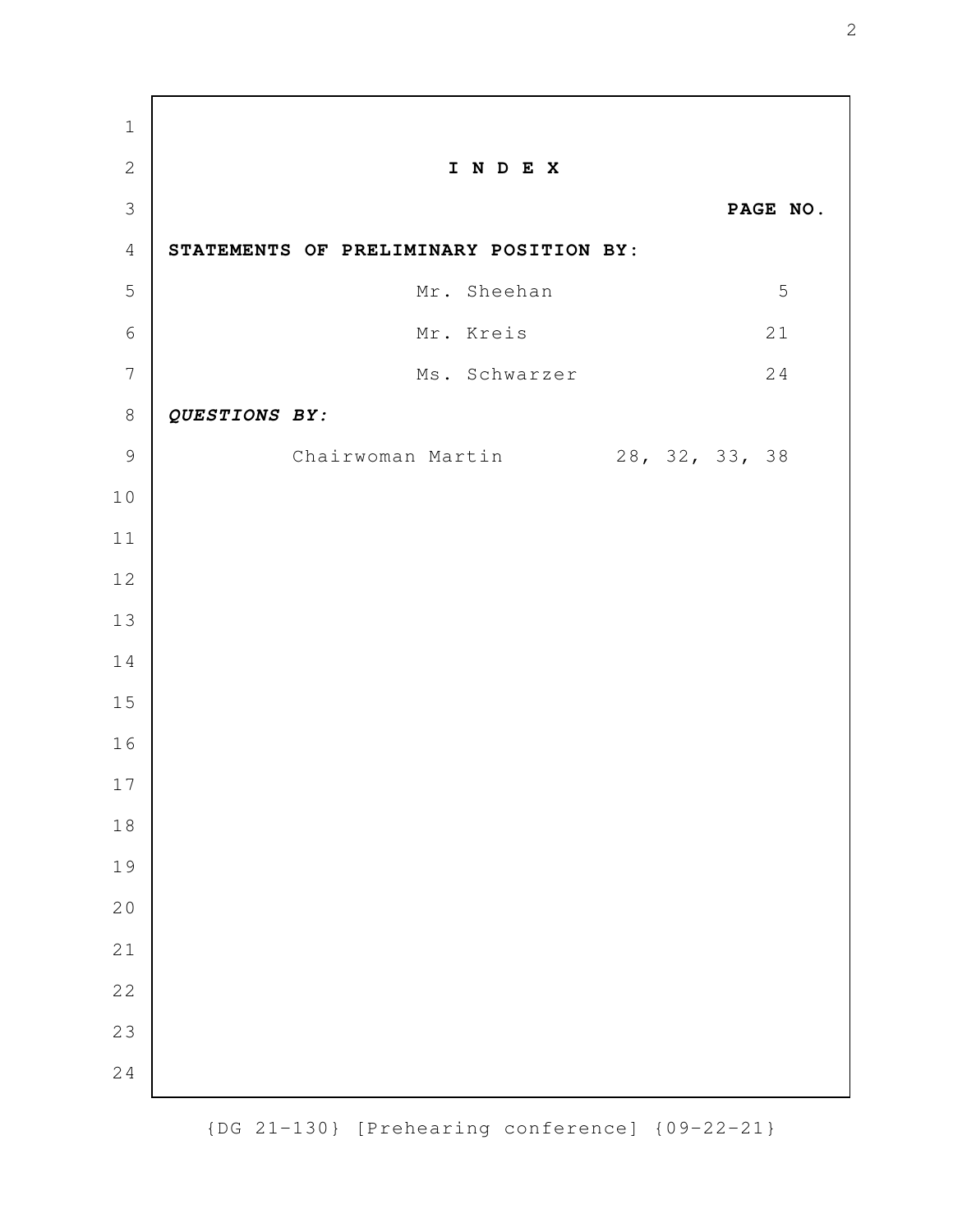# I N D E X

| | PAGE NO. |
|---|---|
| **STATEMENTS OF PRELIMINARY POSITION BY:** | |
| Mr. Sheehan | 5 |
| Mr. Kreis | 21 |
| Ms. Schwarzer | 24 |
| ***QUESTIONS BY:*** | |
| Chairwoman Martin | 28, 32, 33, 38 |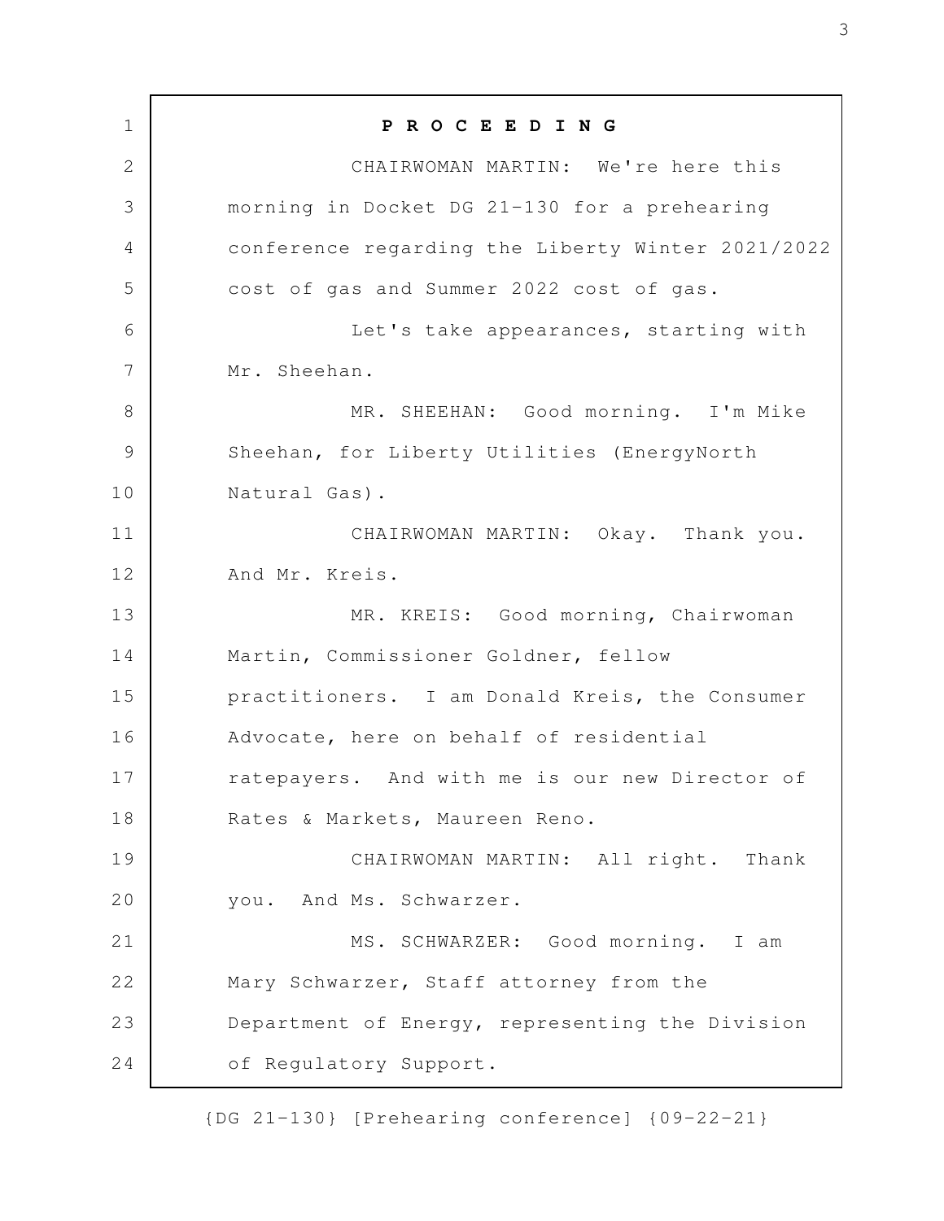**P R O C E E D I N G**

CHAIRWOMAN MARTIN: We're here this morning in Docket DG 21-130 for a prehearing conference regarding the Liberty Winter 2021/2022 cost of gas and Summer 2022 cost of gas.

Let's take appearances, starting with Mr. Sheehan.

MR. SHEEHAN: Good morning. I'm Mike Sheehan, for Liberty Utilities (EnergyNorth Natural Gas).

CHAIRWOMAN MARTIN: Okay. Thank you. And Mr. Kreis.

MR. KREIS: Good morning, Chairwoman Martin, Commissioner Goldner, fellow practitioners. I am Donald Kreis, the Consumer Advocate, here on behalf of residential ratepayers. And with me is our new Director of Rates & Markets, Maureen Reno.

CHAIRWOMAN MARTIN: All right. Thank you. And Ms. Schwarzer.

MS. SCHWARZER: Good morning. I am Mary Schwarzer, Staff attorney from the Department of Energy, representing the Division of Regulatory Support.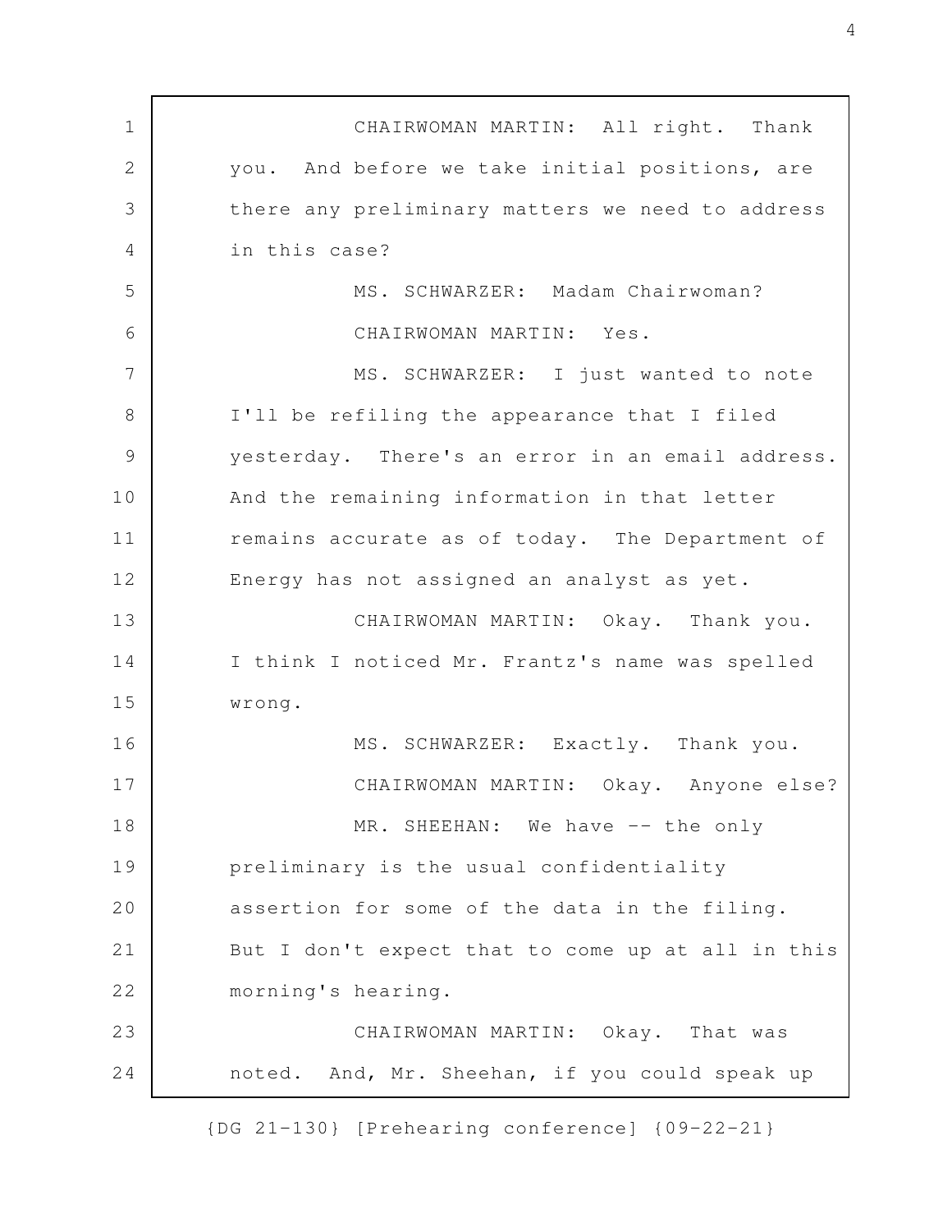CHAIRWOMAN MARTIN: All right. Thank you. And before we take initial positions, are there any preliminary matters we need to address in this case?

MS. SCHWARZER: Madam Chairwoman?

CHAIRWOMAN MARTIN: Yes.

MS. SCHWARZER: I just wanted to note I'll be refiling the appearance that I filed yesterday. There's an error in an email address. And the remaining information in that letter remains accurate as of today. The Department of Energy has not assigned an analyst as yet.

CHAIRWOMAN MARTIN: Okay. Thank you. I think I noticed Mr. Frantz's name was spelled wrong.

MS. SCHWARZER: Exactly. Thank you.

CHAIRWOMAN MARTIN: Okay. Anyone else?

MR. SHEEHAN: We have -- the only preliminary is the usual confidentiality assertion for some of the data in the filing. But I don't expect that to come up at all in this morning's hearing.

CHAIRWOMAN MARTIN: Okay. That was noted. And, Mr. Sheehan, if you could speak up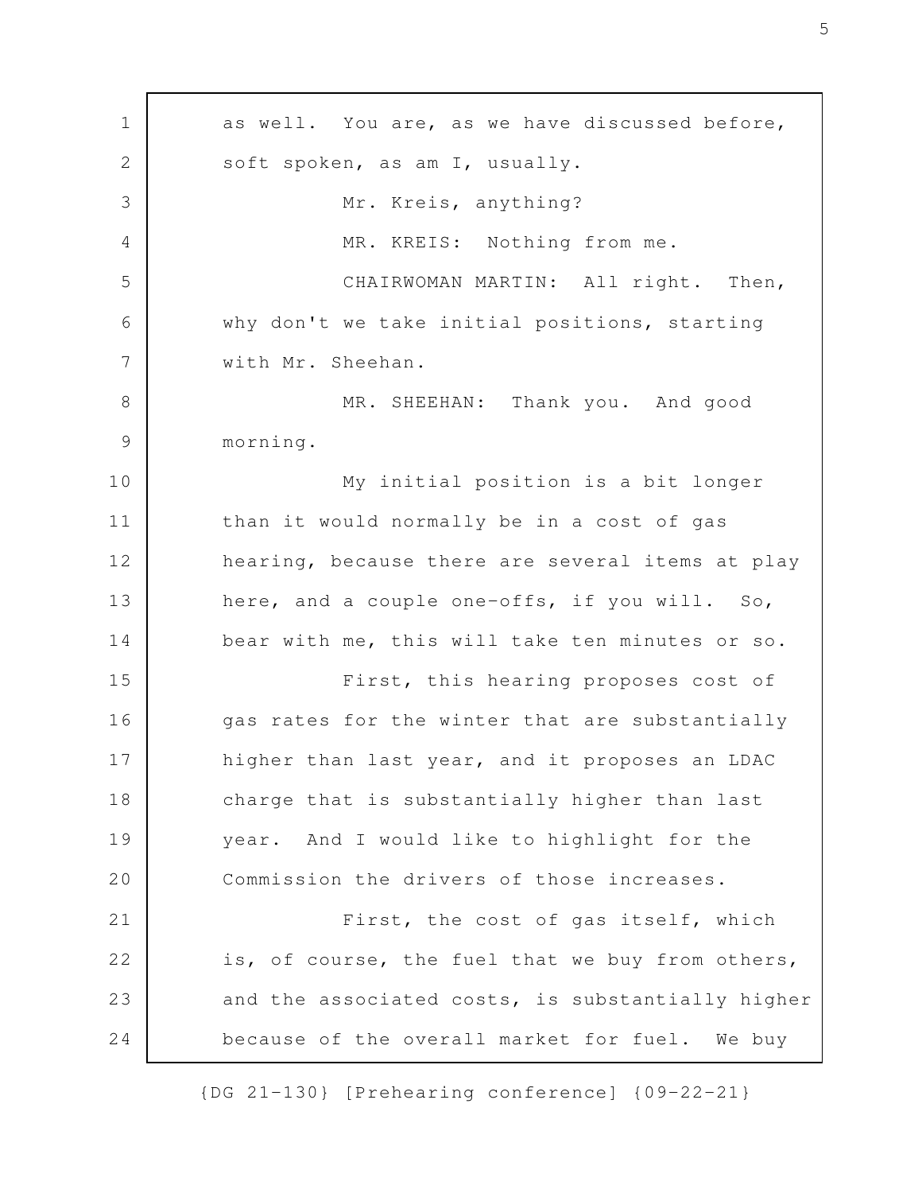as well. You are, as we have discussed before, soft spoken, as am I, usually.

Mr. Kreis, anything?

MR. KREIS: Nothing from me.

CHAIRWOMAN MARTIN: All right. Then, why don't we take initial positions, starting with Mr. Sheehan.

MR. SHEEHAN: Thank you. And good morning.

My initial position is a bit longer than it would normally be in a cost of gas hearing, because there are several items at play here, and a couple one-offs, if you will. So, bear with me, this will take ten minutes or so.

First, this hearing proposes cost of gas rates for the winter that are substantially higher than last year, and it proposes an LDAC charge that is substantially higher than last year. And I would like to highlight for the Commission the drivers of those increases.

First, the cost of gas itself, which is, of course, the fuel that we buy from others, and the associated costs, is substantially higher because of the overall market for fuel. We buy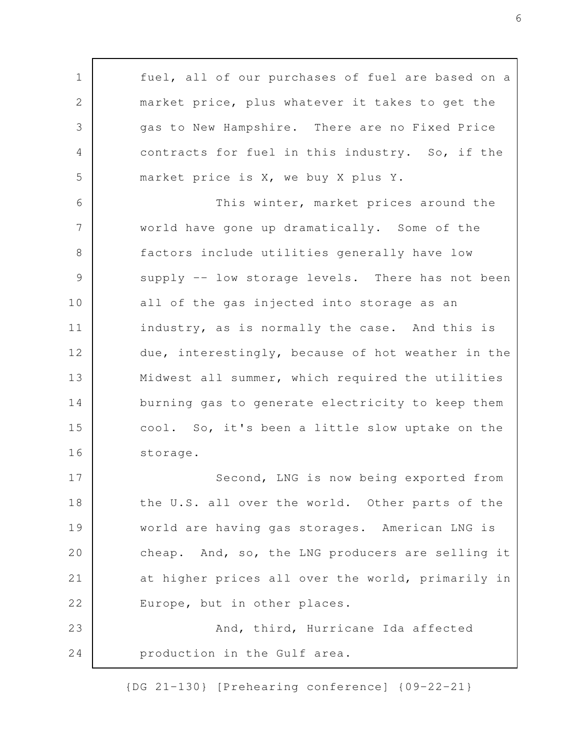fuel, all of our purchases of fuel are based on a market price, plus whatever it takes to get the gas to New Hampshire. There are no Fixed Price contracts for fuel in this industry. So, if the market price is X, we buy X plus Y.

This winter, market prices around the world have gone up dramatically. Some of the factors include utilities generally have low supply -- low storage levels. There has not been all of the gas injected into storage as an industry, as is normally the case. And this is due, interestingly, because of hot weather in the Midwest all summer, which required the utilities burning gas to generate electricity to keep them cool. So, it's been a little slow uptake on the storage.

Second, LNG is now being exported from the U.S. all over the world. Other parts of the world are having gas storages. American LNG is cheap. And, so, the LNG producers are selling it at higher prices all over the world, primarily in Europe, but in other places.

And, third, Hurricane Ida affected production in the Gulf area.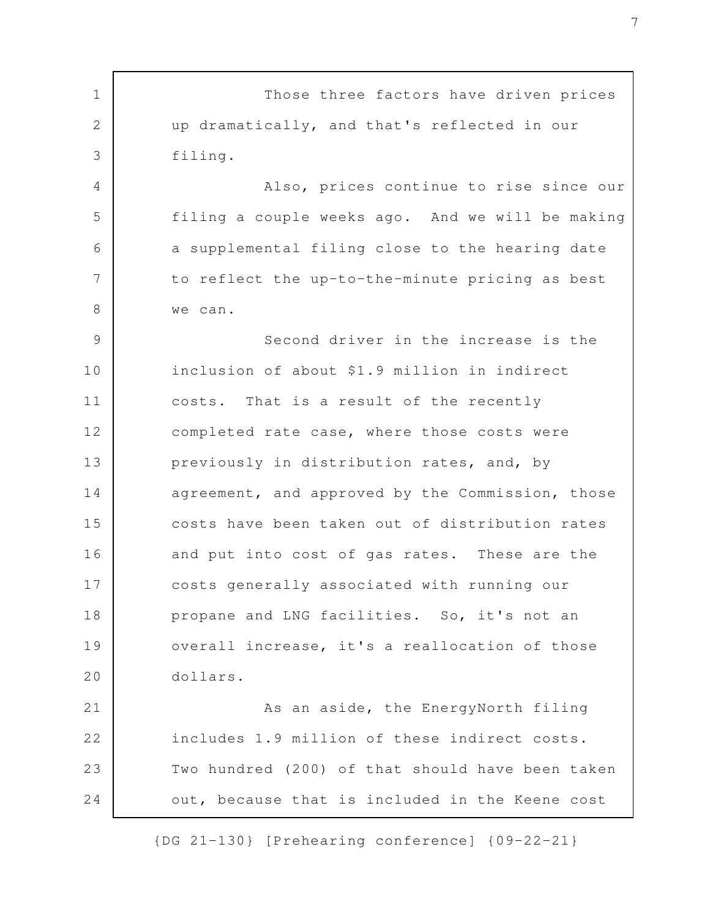Those three factors have driven prices up dramatically, and that's reflected in our filing.

Also, prices continue to rise since our filing a couple weeks ago. And we will be making a supplemental filing close to the hearing date to reflect the up-to-the-minute pricing as best we can.

Second driver in the increase is the inclusion of about $1.9 million in indirect costs. That is a result of the recently completed rate case, where those costs were previously in distribution rates, and, by agreement, and approved by the Commission, those costs have been taken out of distribution rates and put into cost of gas rates. These are the costs generally associated with running our propane and LNG facilities. So, it's not an overall increase, it's a reallocation of those dollars.

As an aside, the EnergyNorth filing includes 1.9 million of these indirect costs. Two hundred (200) of that should have been taken out, because that is included in the Keene cost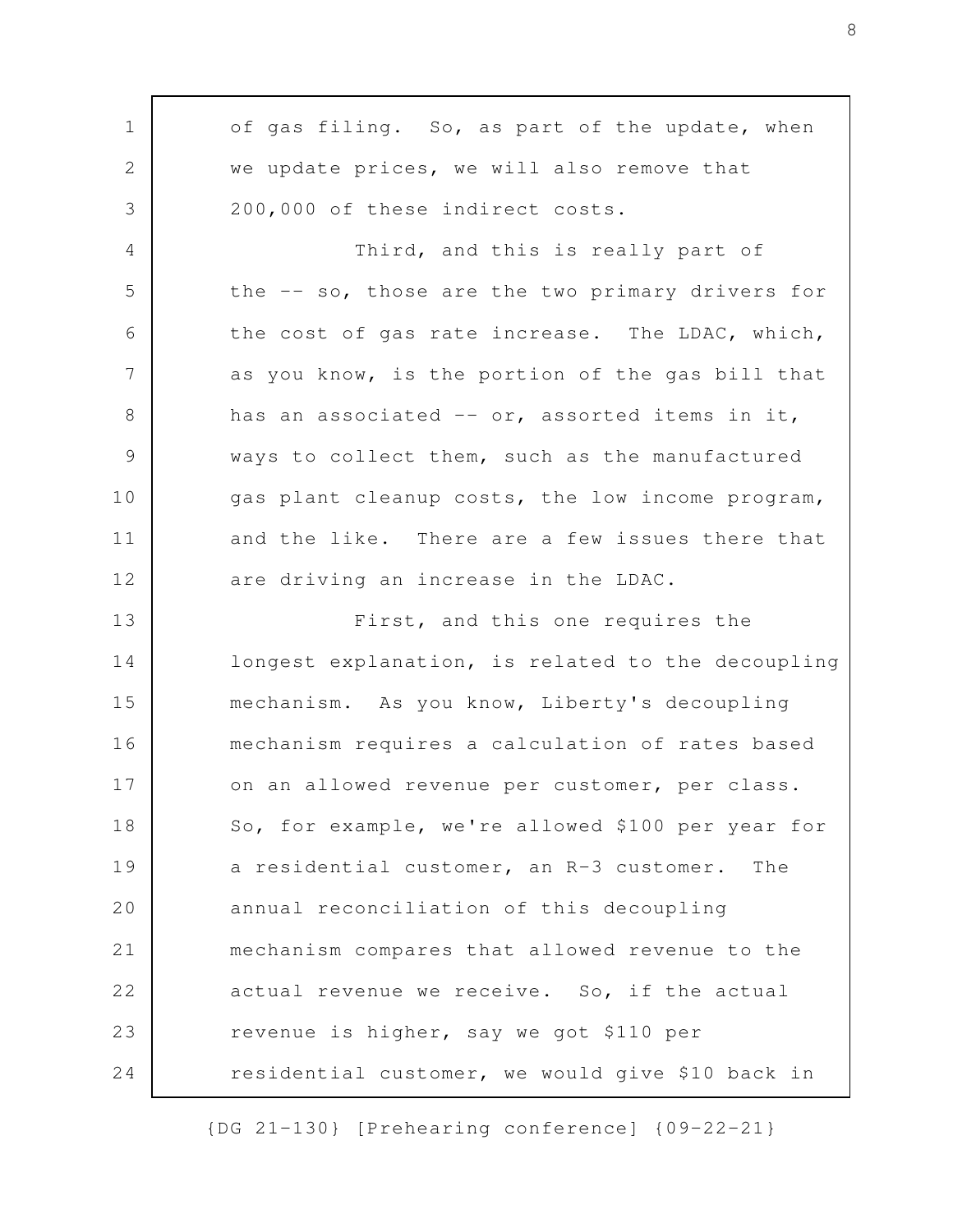of gas filing. So, as part of the update, when we update prices, we will also remove that 200,000 of these indirect costs.

Third, and this is really part of the -- so, those are the two primary drivers for the cost of gas rate increase. The LDAC, which, as you know, is the portion of the gas bill that has an associated -- or, assorted items in it, ways to collect them, such as the manufactured gas plant cleanup costs, the low income program, and the like. There are a few issues there that are driving an increase in the LDAC.

First, and this one requires the longest explanation, is related to the decoupling mechanism. As you know, Liberty's decoupling mechanism requires a calculation of rates based on an allowed revenue per customer, per class. So, for example, we're allowed $100 per year for a residential customer, an R-3 customer. The annual reconciliation of this decoupling mechanism compares that allowed revenue to the actual revenue we receive. So, if the actual revenue is higher, say we got $110 per residential customer, we would give $10 back in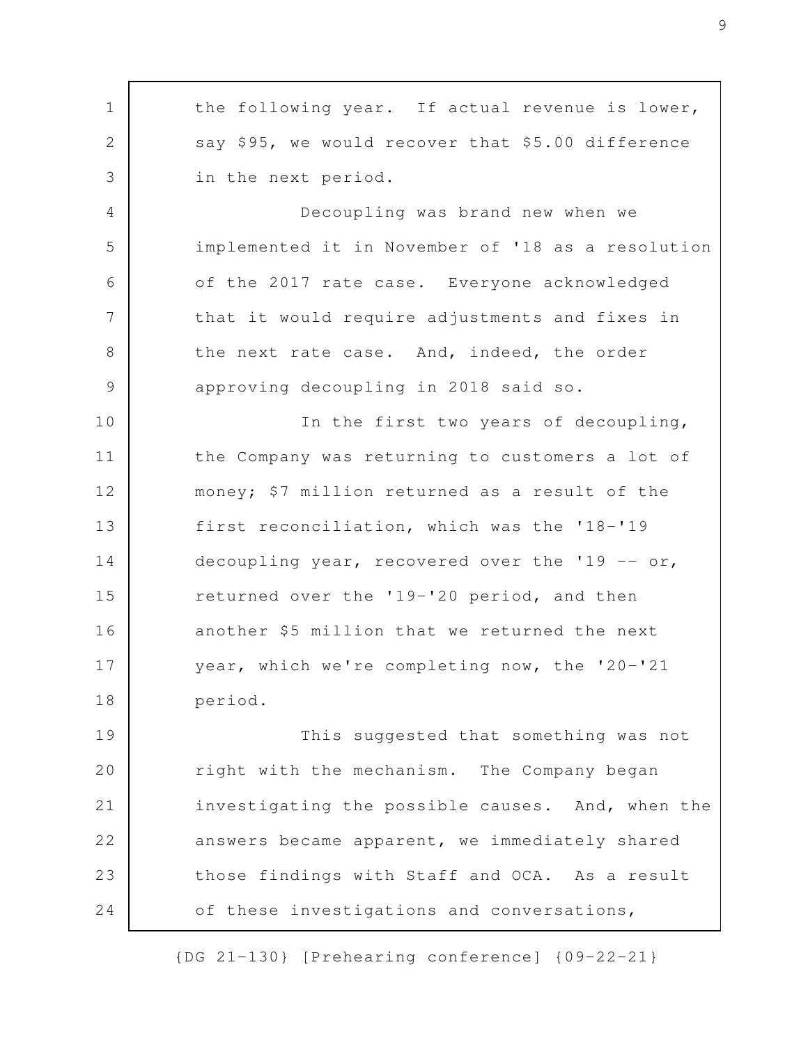the following year. If actual revenue is lower, say $95, we would recover that $5.00 difference in the next period.

Decoupling was brand new when we implemented it in November of '18 as a resolution of the 2017 rate case. Everyone acknowledged that it would require adjustments and fixes in the next rate case. And, indeed, the order approving decoupling in 2018 said so.

In the first two years of decoupling, the Company was returning to customers a lot of money; $7 million returned as a result of the first reconciliation, which was the '18-'19 decoupling year, recovered over the '19 -- or, returned over the '19-'20 period, and then another $5 million that we returned the next year, which we're completing now, the '20-'21 period.

This suggested that something was not right with the mechanism. The Company began investigating the possible causes. And, when the answers became apparent, we immediately shared those findings with Staff and OCA. As a result of these investigations and conversations,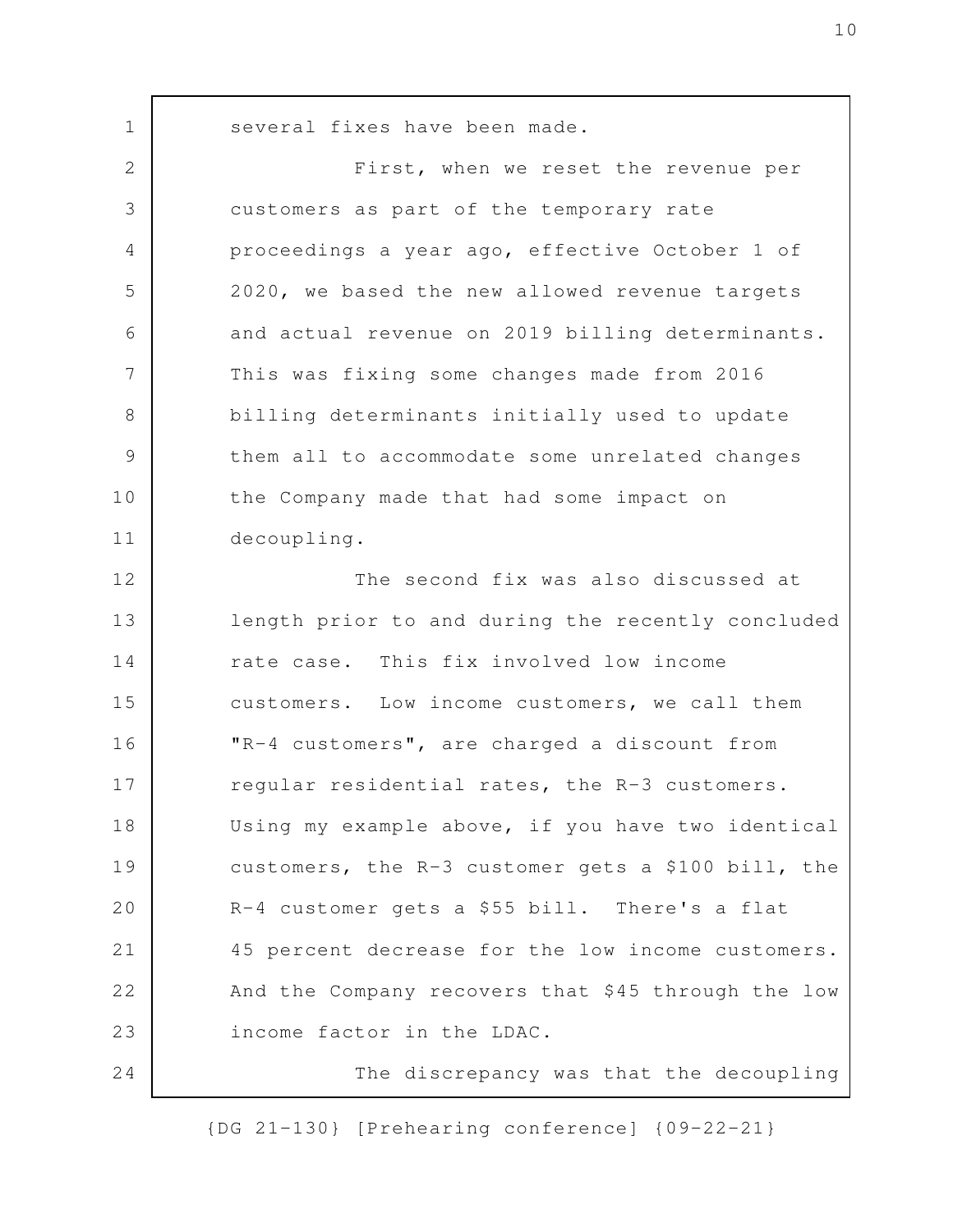several fixes have been made.

First, when we reset the revenue per customers as part of the temporary rate proceedings a year ago, effective October 1 of 2020, we based the new allowed revenue targets and actual revenue on 2019 billing determinants. This was fixing some changes made from 2016 billing determinants initially used to update them all to accommodate some unrelated changes the Company made that had some impact on decoupling.

The second fix was also discussed at length prior to and during the recently concluded rate case. This fix involved low income customers. Low income customers, we call them "R-4 customers", are charged a discount from regular residential rates, the R-3 customers. Using my example above, if you have two identical customers, the R-3 customer gets a $100 bill, the R-4 customer gets a $55 bill. There's a flat 45 percent decrease for the low income customers. And the Company recovers that $45 through the low income factor in the LDAC.

The discrepancy was that the decoupling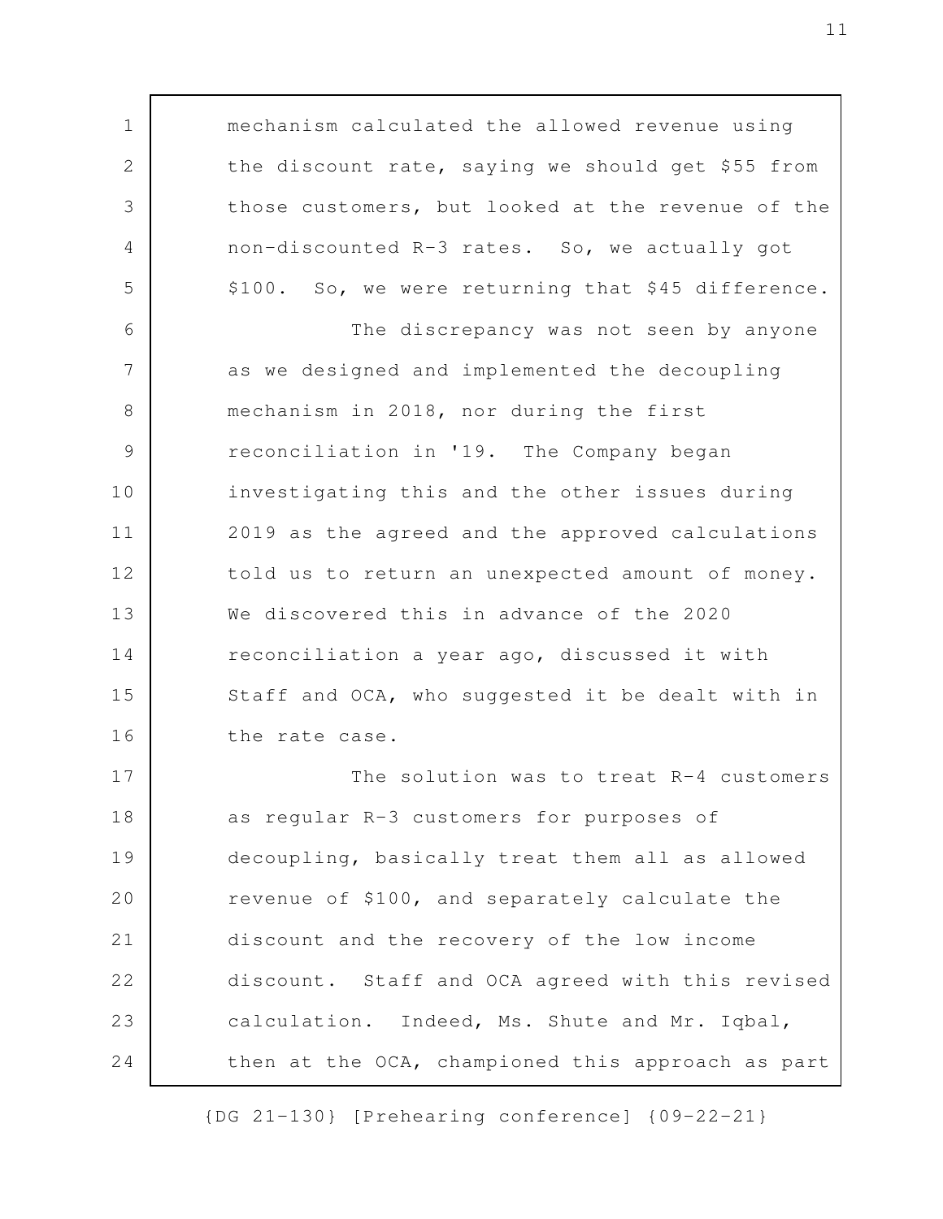mechanism calculated the allowed revenue using the discount rate, saying we should get $55 from those customers, but looked at the revenue of the non-discounted R-3 rates. So, we actually got $100. So, we were returning that $45 difference.

The discrepancy was not seen by anyone as we designed and implemented the decoupling mechanism in 2018, nor during the first reconciliation in '19. The Company began investigating this and the other issues during 2019 as the agreed and the approved calculations told us to return an unexpected amount of money. We discovered this in advance of the 2020 reconciliation a year ago, discussed it with Staff and OCA, who suggested it be dealt with in the rate case.

The solution was to treat R-4 customers as regular R-3 customers for purposes of decoupling, basically treat them all as allowed revenue of $100, and separately calculate the discount and the recovery of the low income discount. Staff and OCA agreed with this revised calculation. Indeed, Ms. Shute and Mr. Iqbal, then at the OCA, championed this approach as part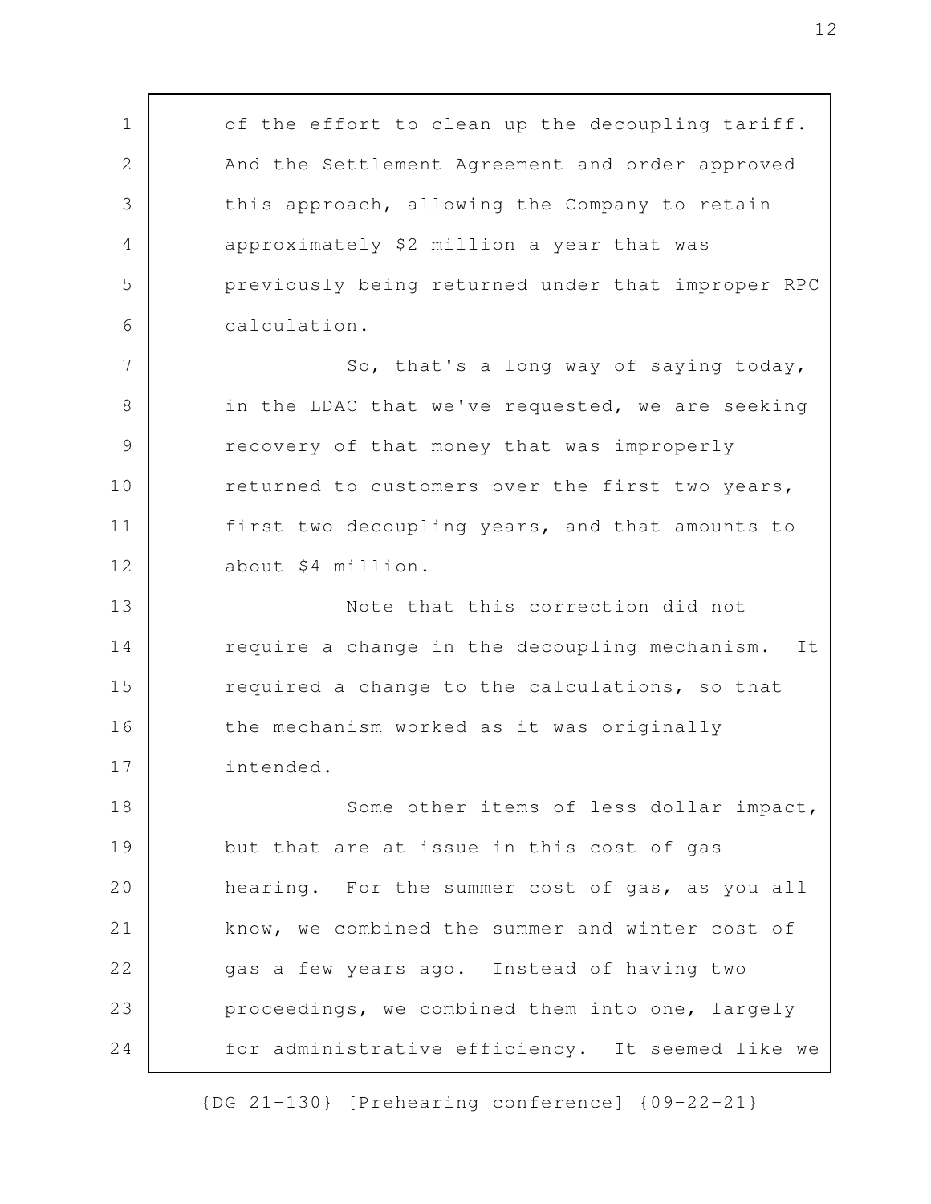of the effort to clean up the decoupling tariff. And the Settlement Agreement and order approved this approach, allowing the Company to retain approximately $2 million a year that was previously being returned under that improper RPC calculation.

So, that's a long way of saying today, in the LDAC that we've requested, we are seeking recovery of that money that was improperly returned to customers over the first two years, first two decoupling years, and that amounts to about $4 million.

Note that this correction did not require a change in the decoupling mechanism. It required a change to the calculations, so that the mechanism worked as it was originally intended.

Some other items of less dollar impact, but that are at issue in this cost of gas hearing. For the summer cost of gas, as you all know, we combined the summer and winter cost of gas a few years ago. Instead of having two proceedings, we combined them into one, largely for administrative efficiency. It seemed like we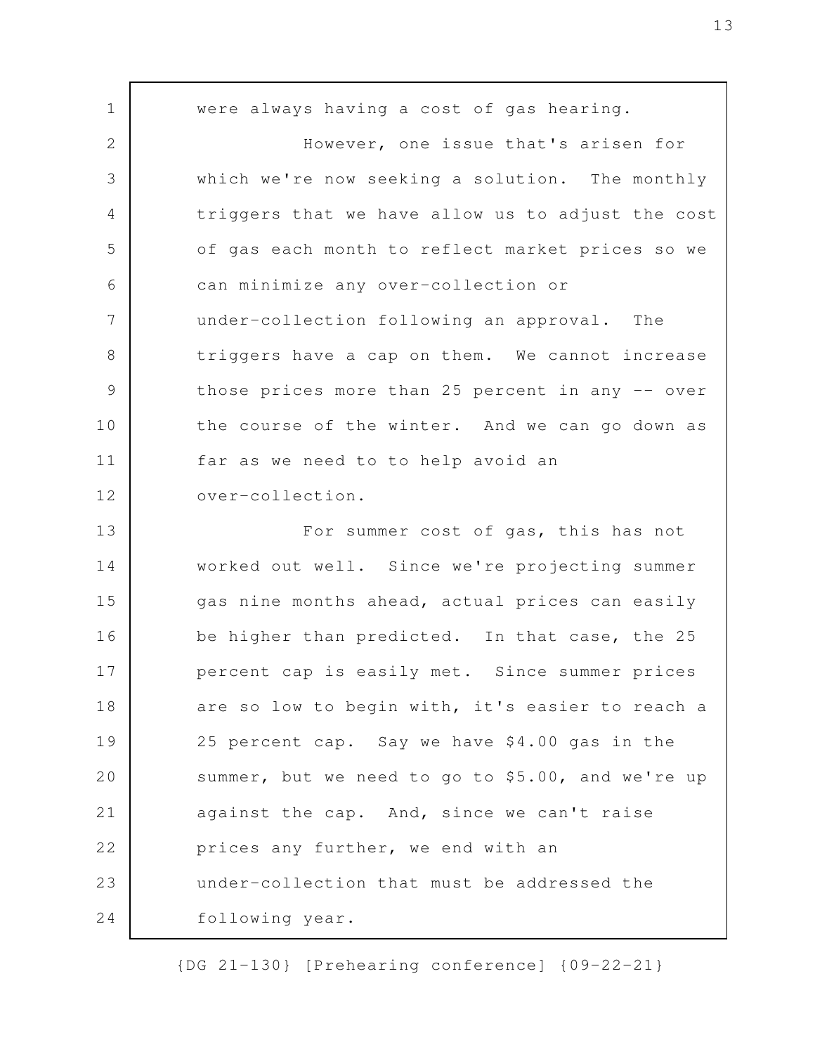were always having a cost of gas hearing.

However, one issue that's arisen for which we're now seeking a solution. The monthly triggers that we have allow us to adjust the cost of gas each month to reflect market prices so we can minimize any over-collection or under-collection following an approval. The triggers have a cap on them. We cannot increase those prices more than 25 percent in any -- over the course of the winter. And we can go down as far as we need to to help avoid an over-collection.

For summer cost of gas, this has not worked out well. Since we're projecting summer gas nine months ahead, actual prices can easily be higher than predicted. In that case, the 25 percent cap is easily met. Since summer prices are so low to begin with, it's easier to reach a 25 percent cap. Say we have $4.00 gas in the summer, but we need to go to $5.00, and we're up against the cap. And, since we can't raise prices any further, we end with an under-collection that must be addressed the following year.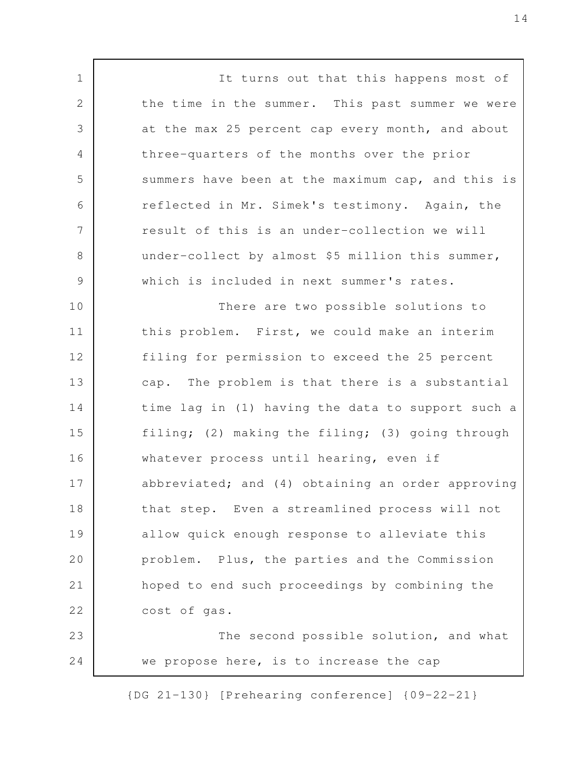It turns out that this happens most of the time in the summer. This past summer we were at the max 25 percent cap every month, and about three-quarters of the months over the prior summers have been at the maximum cap, and this is reflected in Mr. Simek's testimony. Again, the result of this is an under-collection we will under-collect by almost $5 million this summer, which is included in next summer's rates.

There are two possible solutions to this problem. First, we could make an interim filing for permission to exceed the 25 percent cap. The problem is that there is a substantial time lag in (1) having the data to support such a filing; (2) making the filing; (3) going through whatever process until hearing, even if abbreviated; and (4) obtaining an order approving that step. Even a streamlined process will not allow quick enough response to alleviate this problem. Plus, the parties and the Commission hoped to end such proceedings by combining the cost of gas.

The second possible solution, and what we propose here, is to increase the cap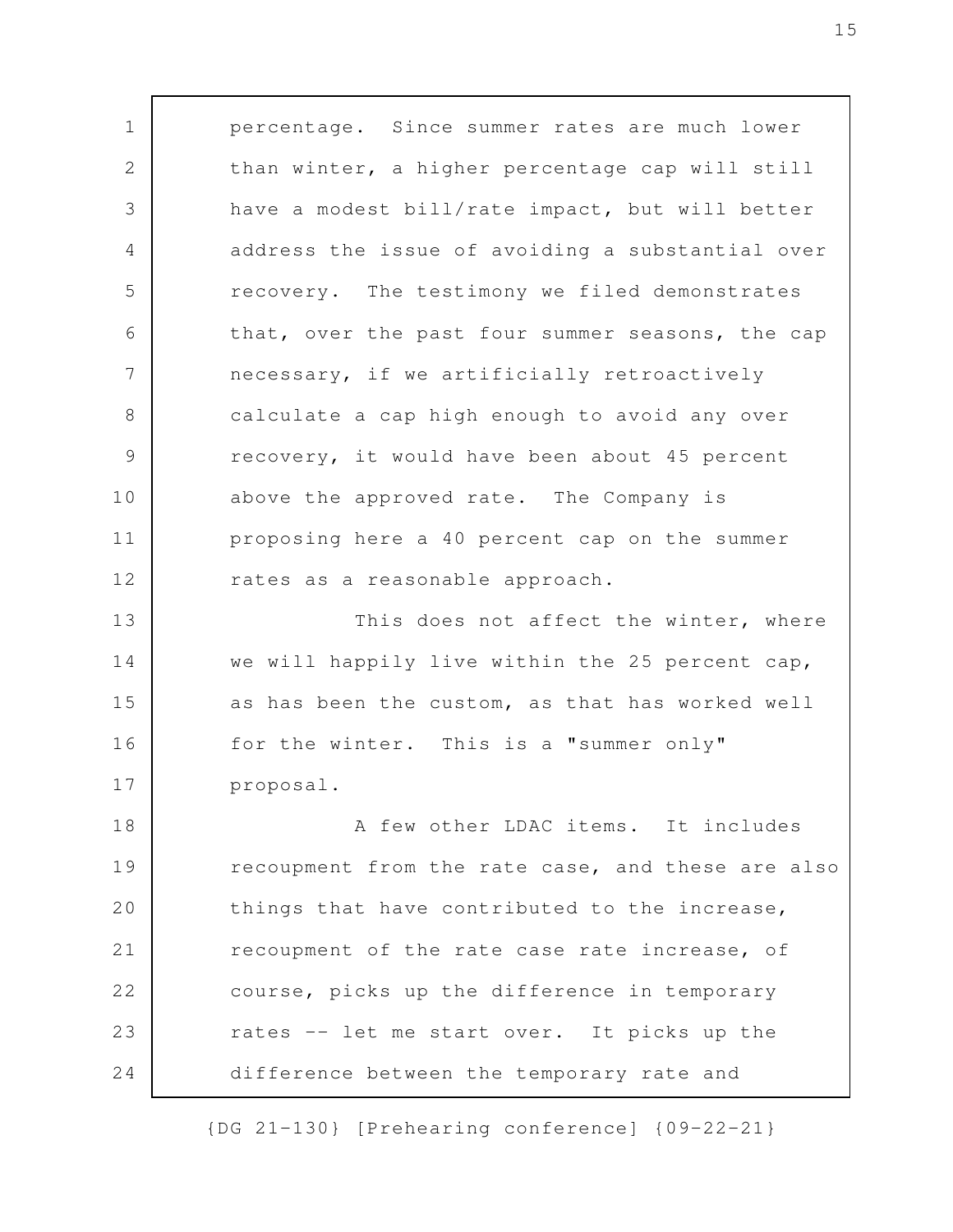percentage. Since summer rates are much lower than winter, a higher percentage cap will still have a modest bill/rate impact, but will better address the issue of avoiding a substantial over recovery. The testimony we filed demonstrates that, over the past four summer seasons, the cap necessary, if we artificially retroactively calculate a cap high enough to avoid any over recovery, it would have been about 45 percent above the approved rate. The Company is proposing here a 40 percent cap on the summer rates as a reasonable approach.

This does not affect the winter, where we will happily live within the 25 percent cap, as has been the custom, as that has worked well for the winter. This is a "summer only" proposal.

A few other LDAC items. It includes recoupment from the rate case, and these are also things that have contributed to the increase, recoupment of the rate case rate increase, of course, picks up the difference in temporary rates -- let me start over. It picks up the difference between the temporary rate and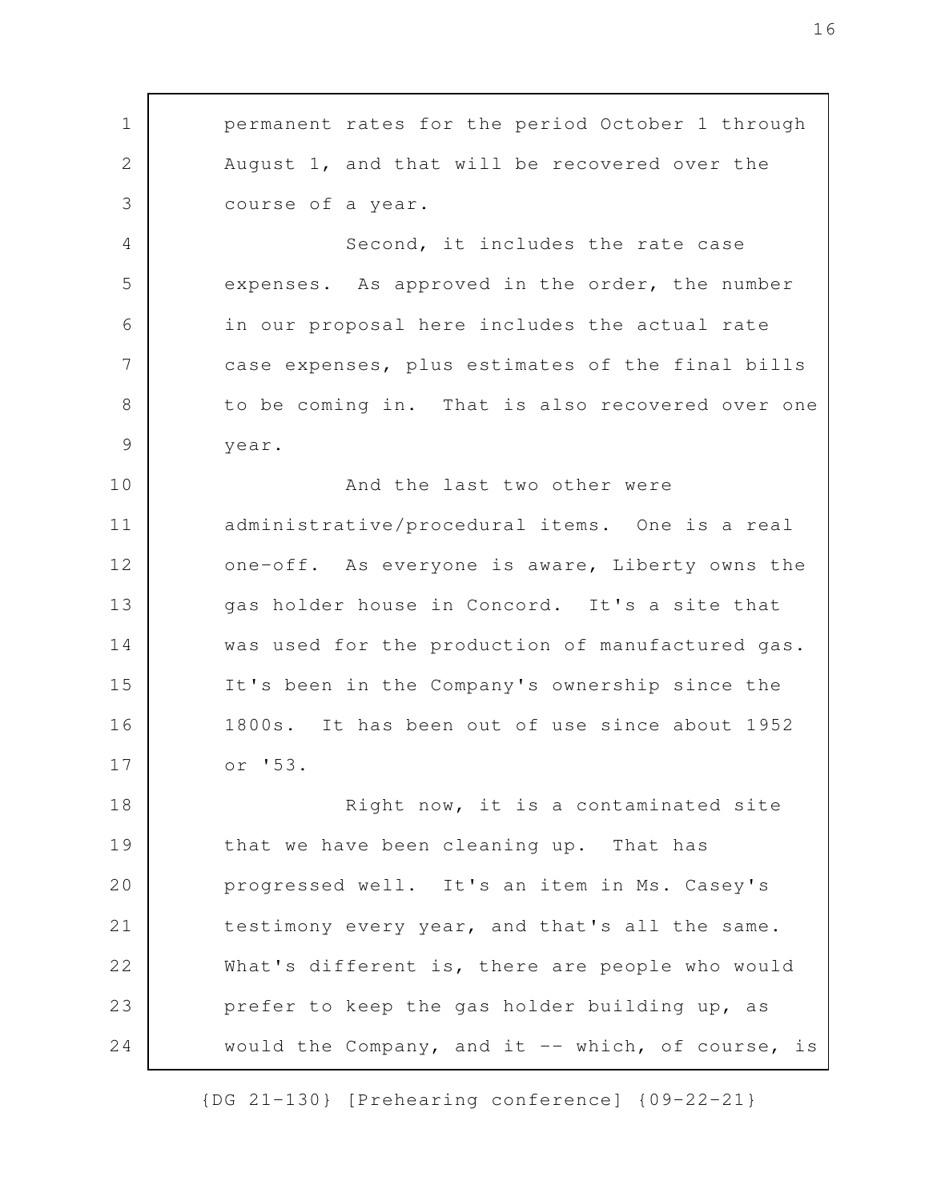permanent rates for the period October 1 through August 1, and that will be recovered over the course of a year.

Second, it includes the rate case expenses. As approved in the order, the number in our proposal here includes the actual rate case expenses, plus estimates of the final bills to be coming in. That is also recovered over one year.

And the last two other were administrative/procedural items. One is a real one-off. As everyone is aware, Liberty owns the gas holder house in Concord. It's a site that was used for the production of manufactured gas. It's been in the Company's ownership since the 1800s. It has been out of use since about 1952 or '53.

Right now, it is a contaminated site that we have been cleaning up. That has progressed well. It's an item in Ms. Casey's testimony every year, and that's all the same. What's different is, there are people who would prefer to keep the gas holder building up, as would the Company, and it -- which, of course, is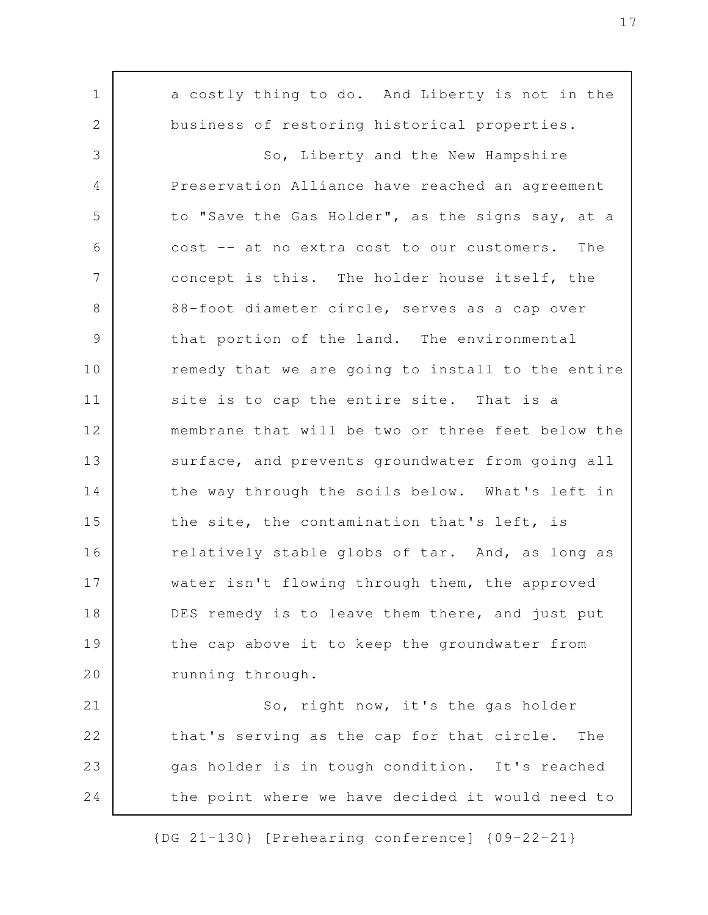a costly thing to do. And Liberty is not in the business of restoring historical properties.

So, Liberty and the New Hampshire Preservation Alliance have reached an agreement to "Save the Gas Holder", as the signs say, at a cost -- at no extra cost to our customers. The concept is this. The holder house itself, the 88-foot diameter circle, serves as a cap over that portion of the land. The environmental remedy that we are going to install to the entire site is to cap the entire site. That is a membrane that will be two or three feet below the surface, and prevents groundwater from going all the way through the soils below. What's left in the site, the contamination that's left, is relatively stable globs of tar. And, as long as water isn't flowing through them, the approved DES remedy is to leave them there, and just put the cap above it to keep the groundwater from running through.

So, right now, it's the gas holder that's serving as the cap for that circle. The gas holder is in tough condition. It's reached the point where we have decided it would need to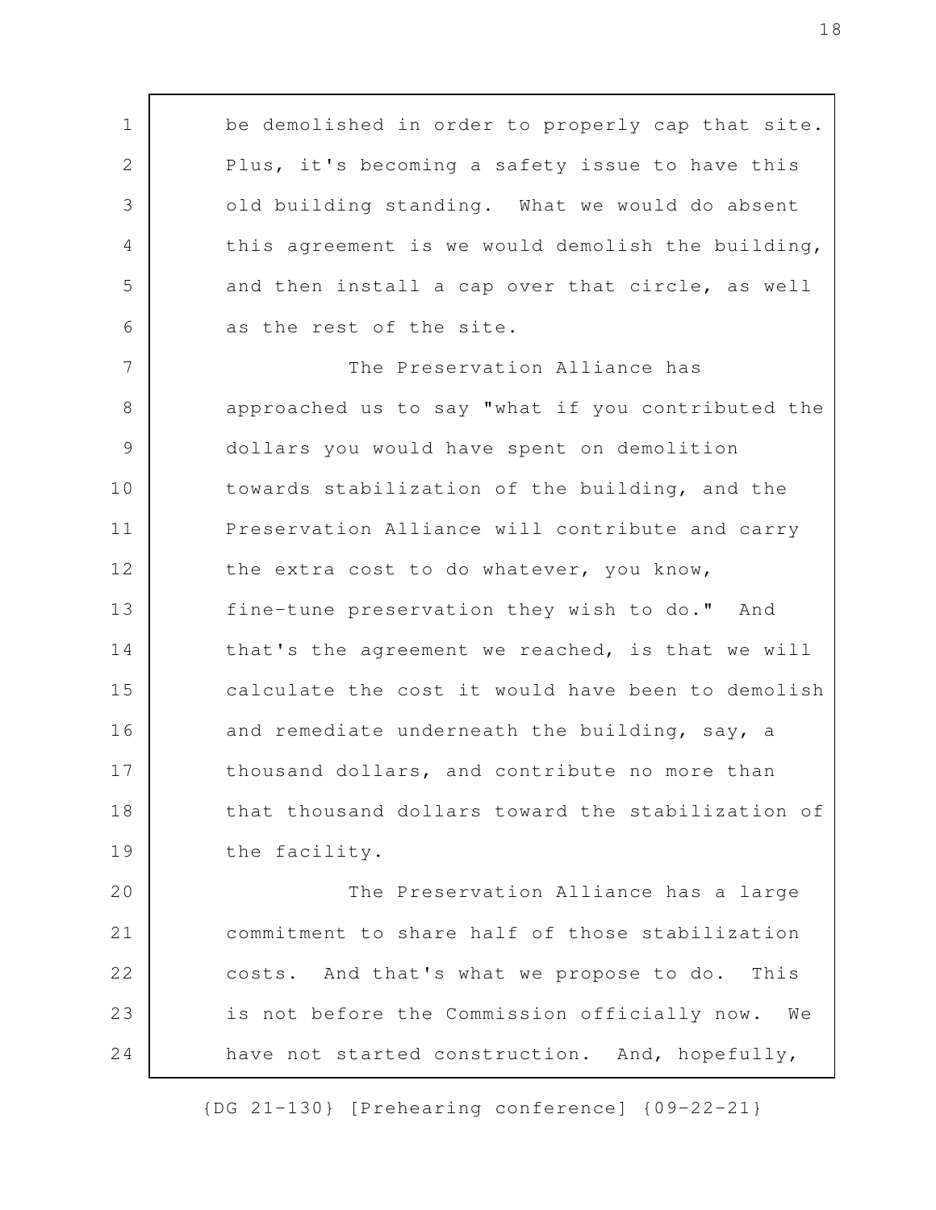be demolished in order to properly cap that site. Plus, it's becoming a safety issue to have this old building standing. What we would do absent this agreement is we would demolish the building, and then install a cap over that circle, as well as the rest of the site.

The Preservation Alliance has approached us to say "what if you contributed the dollars you would have spent on demolition towards stabilization of the building, and the Preservation Alliance will contribute and carry the extra cost to do whatever, you know, fine-tune preservation they wish to do." And that's the agreement we reached, is that we will calculate the cost it would have been to demolish and remediate underneath the building, say, a thousand dollars, and contribute no more than that thousand dollars toward the stabilization of the facility.

The Preservation Alliance has a large commitment to share half of those stabilization costs. And that's what we propose to do. This is not before the Commission officially now. We have not started construction. And, hopefully,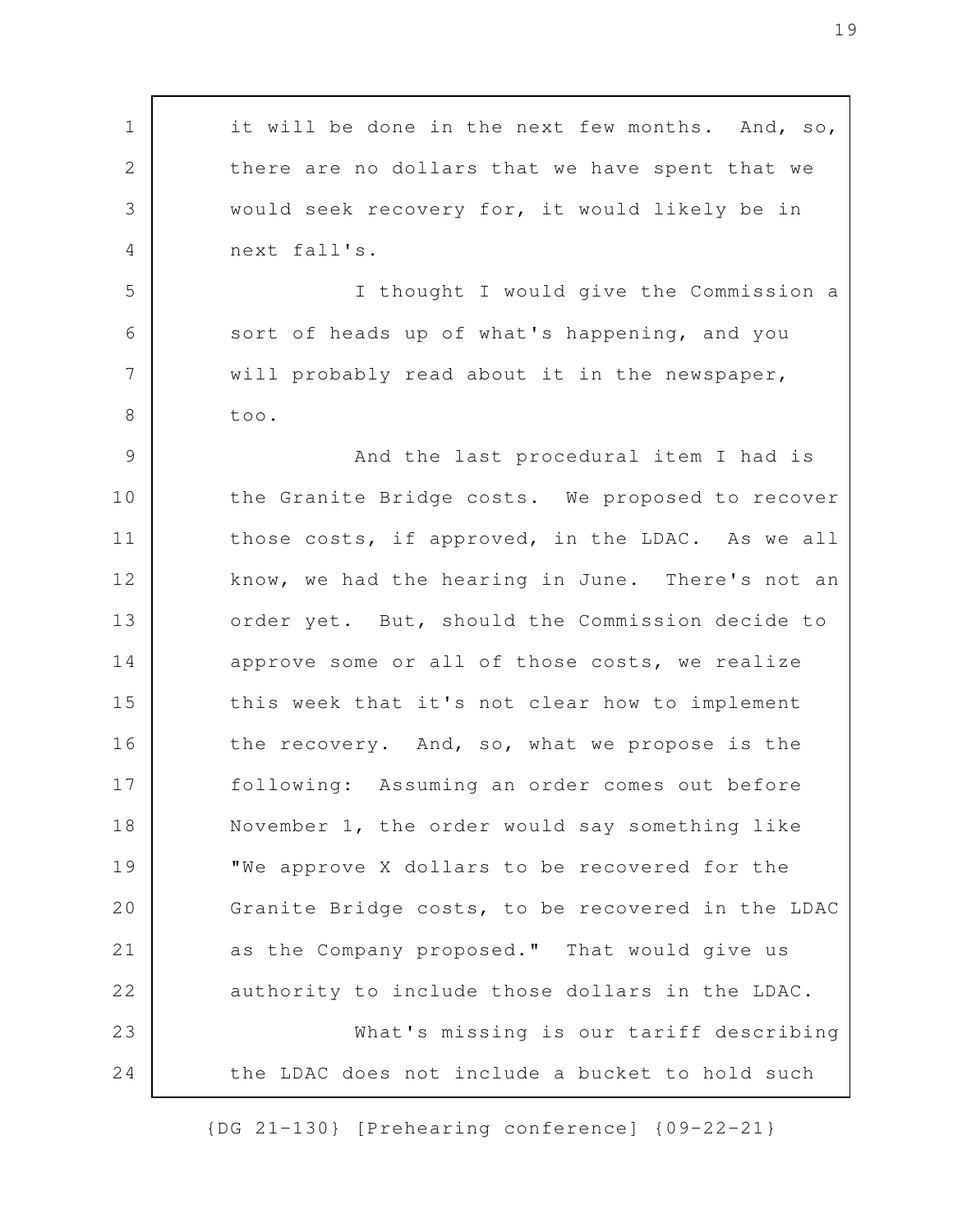it will be done in the next few months. And, so, there are no dollars that we have spent that we would seek recovery for, it would likely be in next fall's.

I thought I would give the Commission a sort of heads up of what's happening, and you will probably read about it in the newspaper, too.

And the last procedural item I had is the Granite Bridge costs. We proposed to recover those costs, if approved, in the LDAC. As we all know, we had the hearing in June. There's not an order yet. But, should the Commission decide to approve some or all of those costs, we realize this week that it's not clear how to implement the recovery. And, so, what we propose is the following: Assuming an order comes out before November 1, the order would say something like "We approve X dollars to be recovered for the Granite Bridge costs, to be recovered in the LDAC as the Company proposed." That would give us authority to include those dollars in the LDAC.

What's missing is our tariff describing the LDAC does not include a bucket to hold such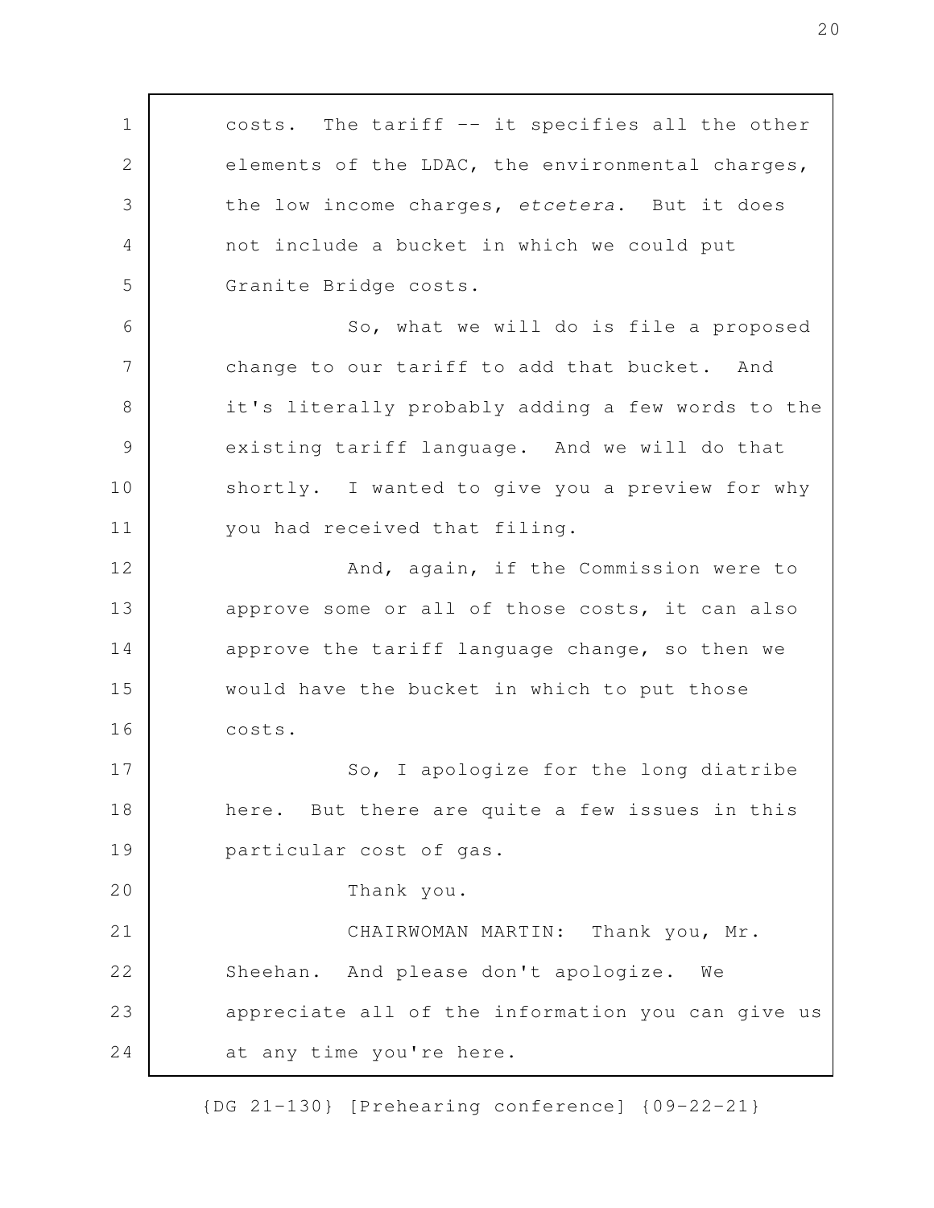costs. The tariff -- it specifies all the other elements of the LDAC, the environmental charges, the low income charges, *etcetera*. But it does not include a bucket in which we could put Granite Bridge costs.

So, what we will do is file a proposed change to our tariff to add that bucket. And it's literally probably adding a few words to the existing tariff language. And we will do that shortly. I wanted to give you a preview for why you had received that filing.

And, again, if the Commission were to approve some or all of those costs, it can also approve the tariff language change, so then we would have the bucket in which to put those costs.

So, I apologize for the long diatribe here. But there are quite a few issues in this particular cost of gas.

Thank you.

CHAIRWOMAN MARTIN: Thank you, Mr. Sheehan. And please don't apologize. We appreciate all of the information you can give us at any time you're here.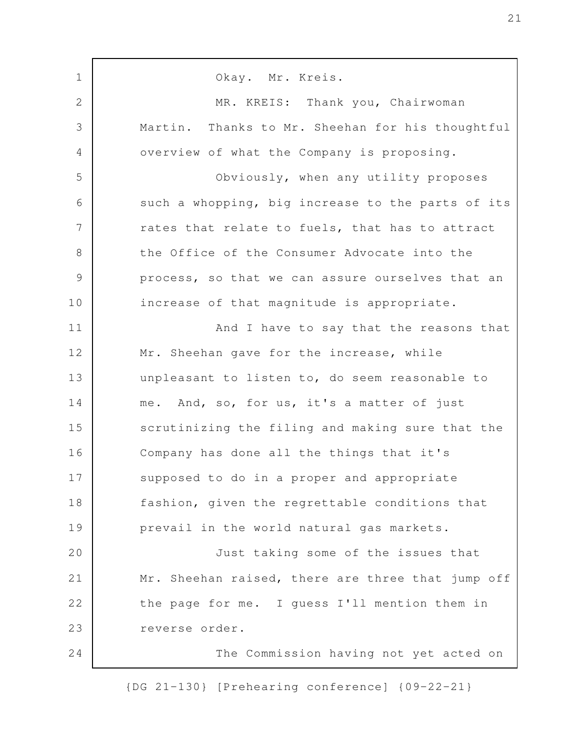Okay. Mr. Kreis.

MR. KREIS: Thank you, Chairwoman Martin. Thanks to Mr. Sheehan for his thoughtful overview of what the Company is proposing.

Obviously, when any utility proposes such a whopping, big increase to the parts of its rates that relate to fuels, that has to attract the Office of the Consumer Advocate into the process, so that we can assure ourselves that an increase of that magnitude is appropriate.

And I have to say that the reasons that Mr. Sheehan gave for the increase, while unpleasant to listen to, do seem reasonable to me. And, so, for us, it's a matter of just scrutinizing the filing and making sure that the Company has done all the things that it's supposed to do in a proper and appropriate fashion, given the regrettable conditions that prevail in the world natural gas markets.

Just taking some of the issues that Mr. Sheehan raised, there are three that jump off the page for me. I guess I'll mention them in reverse order.

The Commission having not yet acted on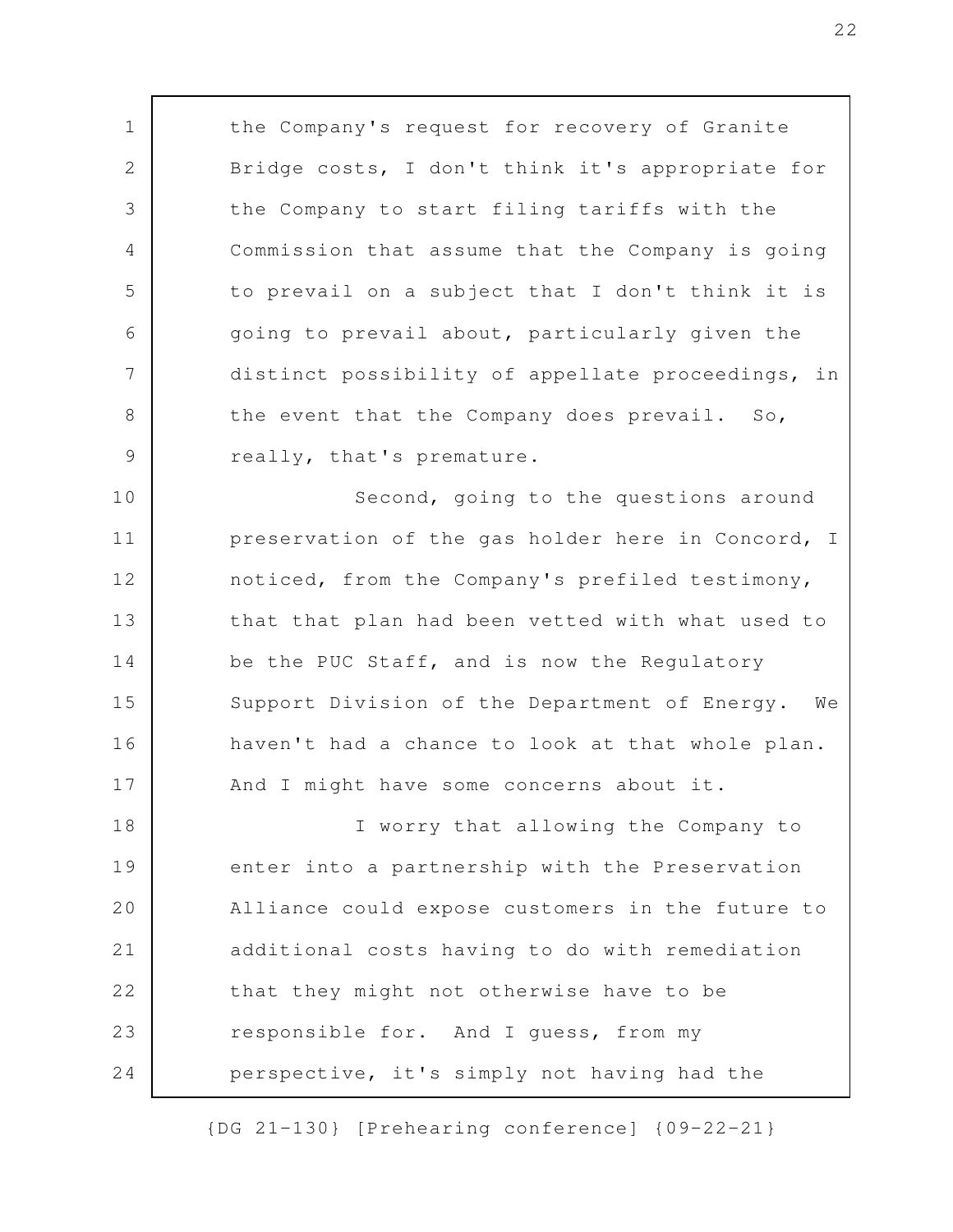the Company's request for recovery of Granite Bridge costs, I don't think it's appropriate for the Company to start filing tariffs with the Commission that assume that the Company is going to prevail on a subject that I don't think it is going to prevail about, particularly given the distinct possibility of appellate proceedings, in the event that the Company does prevail. So, really, that's premature.

Second, going to the questions around preservation of the gas holder here in Concord, I noticed, from the Company's prefiled testimony, that that plan had been vetted with what used to be the PUC Staff, and is now the Regulatory Support Division of the Department of Energy. We haven't had a chance to look at that whole plan. And I might have some concerns about it.

I worry that allowing the Company to enter into a partnership with the Preservation Alliance could expose customers in the future to additional costs having to do with remediation that they might not otherwise have to be responsible for. And I guess, from my perspective, it's simply not having had the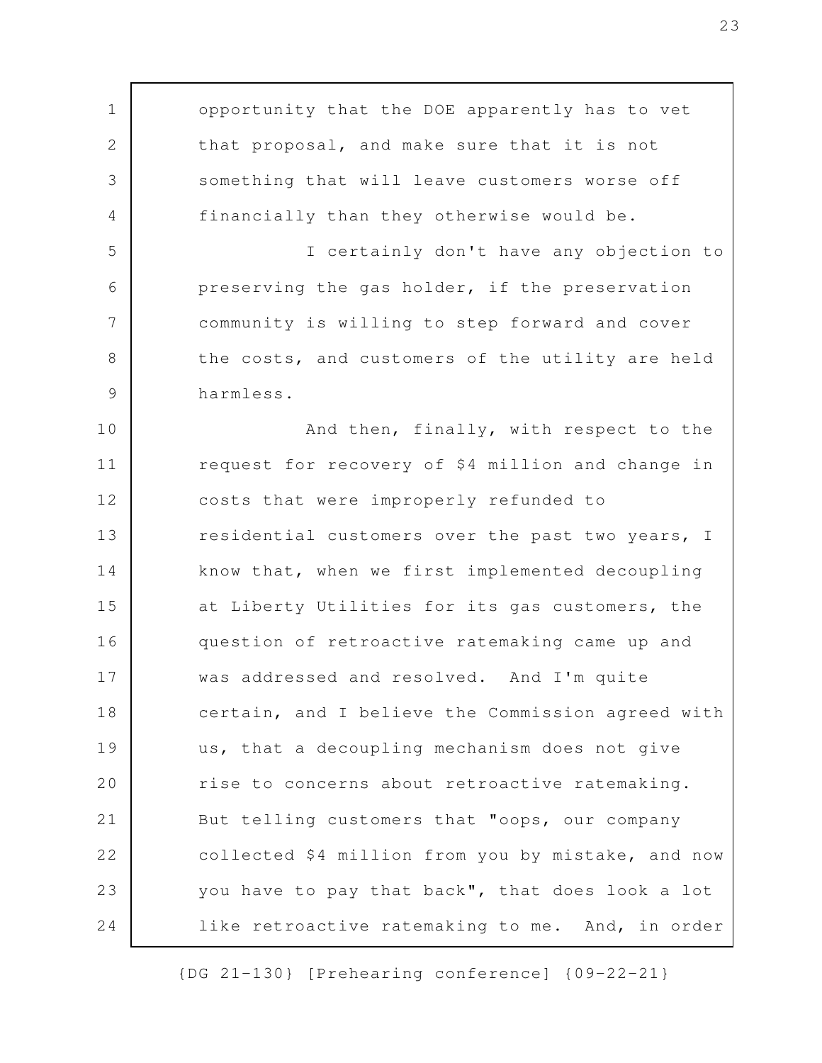opportunity that the DOE apparently has to vet that proposal, and make sure that it is not something that will leave customers worse off financially than they otherwise would be.

I certainly don't have any objection to preserving the gas holder, if the preservation community is willing to step forward and cover the costs, and customers of the utility are held harmless.

And then, finally, with respect to the request for recovery of $4 million and change in costs that were improperly refunded to residential customers over the past two years, I know that, when we first implemented decoupling at Liberty Utilities for its gas customers, the question of retroactive ratemaking came up and was addressed and resolved. And I'm quite certain, and I believe the Commission agreed with us, that a decoupling mechanism does not give rise to concerns about retroactive ratemaking. But telling customers that "oops, our company collected $4 million from you by mistake, and now you have to pay that back", that does look a lot like retroactive ratemaking to me. And, in order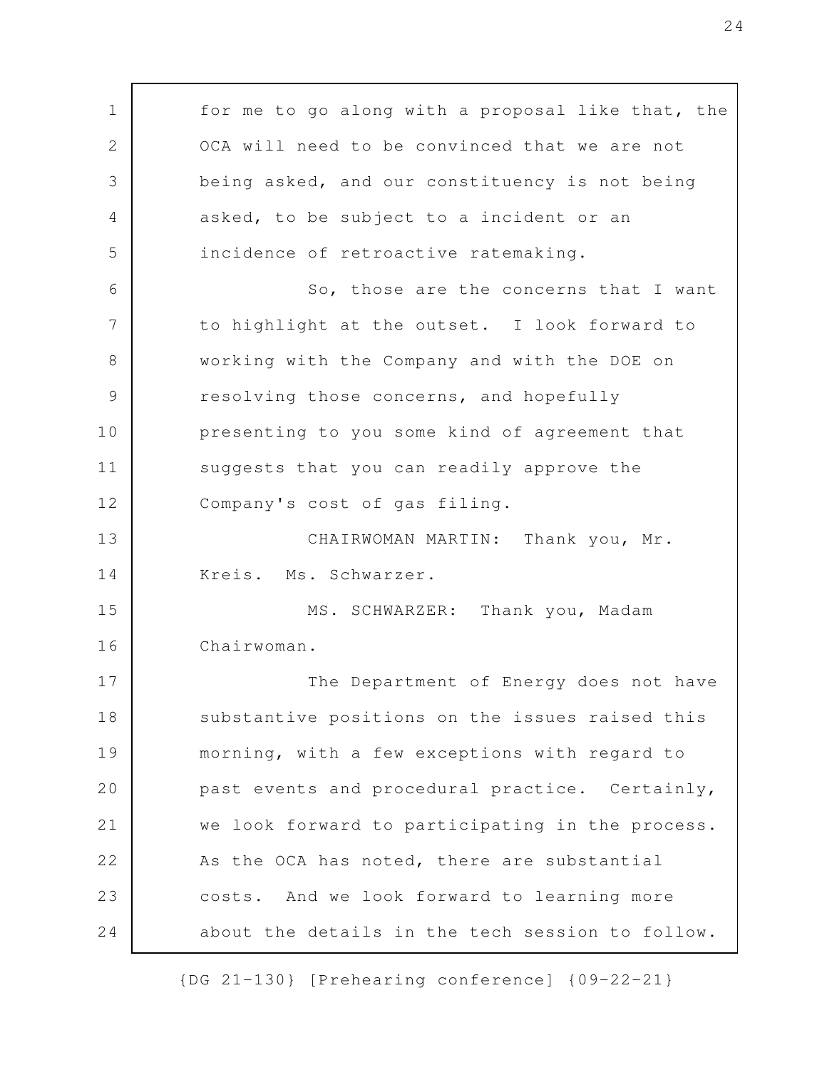for me to go along with a proposal like that, the OCA will need to be convinced that we are not being asked, and our constituency is not being asked, to be subject to a incident or an incidence of retroactive ratemaking.

So, those are the concerns that I want to highlight at the outset. I look forward to working with the Company and with the DOE on resolving those concerns, and hopefully presenting to you some kind of agreement that suggests that you can readily approve the Company's cost of gas filing.

CHAIRWOMAN MARTIN: Thank you, Mr. Kreis. Ms. Schwarzer.

MS. SCHWARZER: Thank you, Madam Chairwoman.

The Department of Energy does not have substantive positions on the issues raised this morning, with a few exceptions with regard to past events and procedural practice. Certainly, we look forward to participating in the process. As the OCA has noted, there are substantial costs. And we look forward to learning more about the details in the tech session to follow.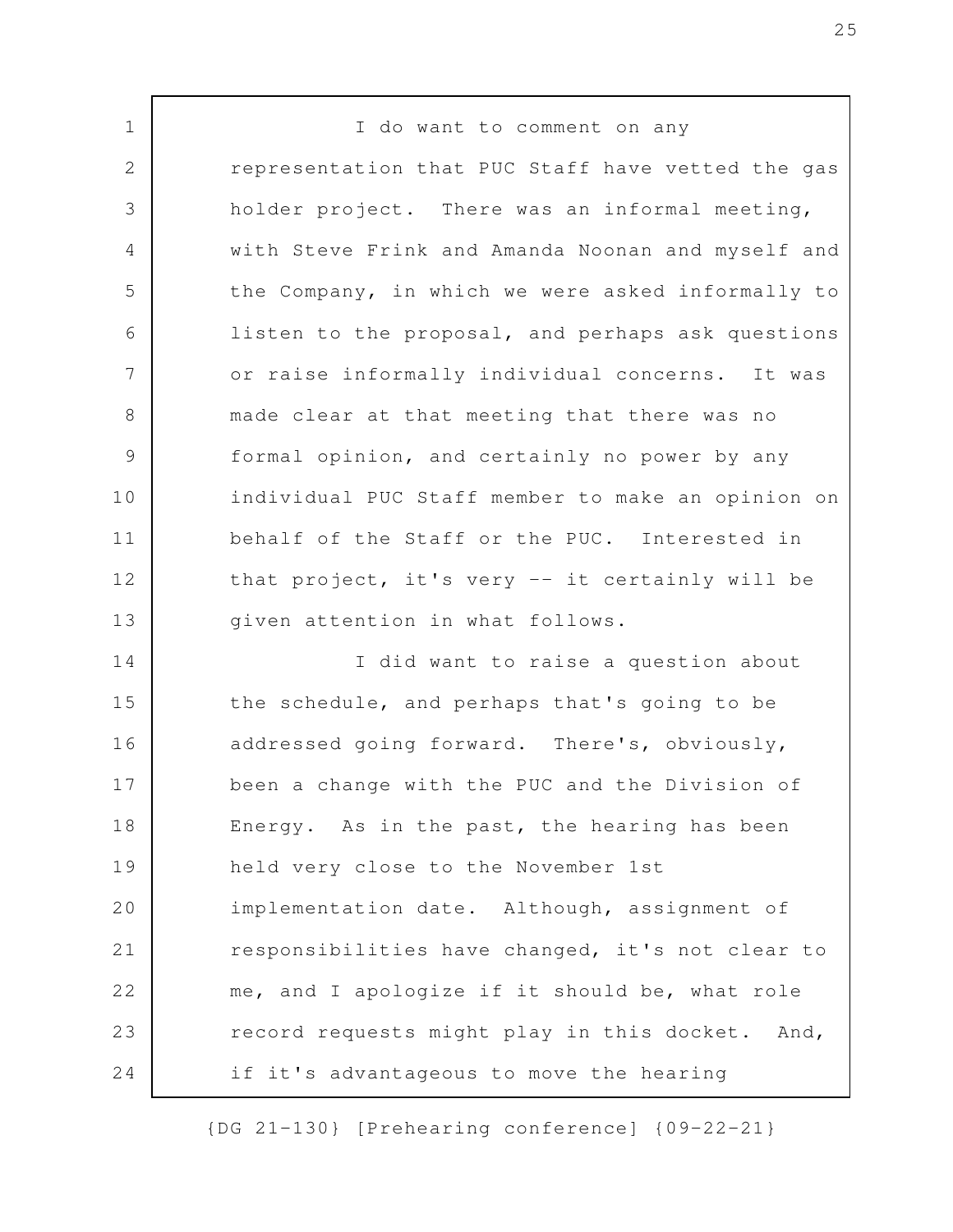I do want to comment on any representation that PUC Staff have vetted the gas holder project. There was an informal meeting, with Steve Frink and Amanda Noonan and myself and the Company, in which we were asked informally to listen to the proposal, and perhaps ask questions or raise informally individual concerns. It was made clear at that meeting that there was no formal opinion, and certainly no power by any individual PUC Staff member to make an opinion on behalf of the Staff or the PUC. Interested in that project, it's very -- it certainly will be given attention in what follows.

I did want to raise a question about the schedule, and perhaps that's going to be addressed going forward. There's, obviously, been a change with the PUC and the Division of Energy. As in the past, the hearing has been held very close to the November 1st implementation date. Although, assignment of responsibilities have changed, it's not clear to me, and I apologize if it should be, what role record requests might play in this docket. And, if it's advantageous to move the hearing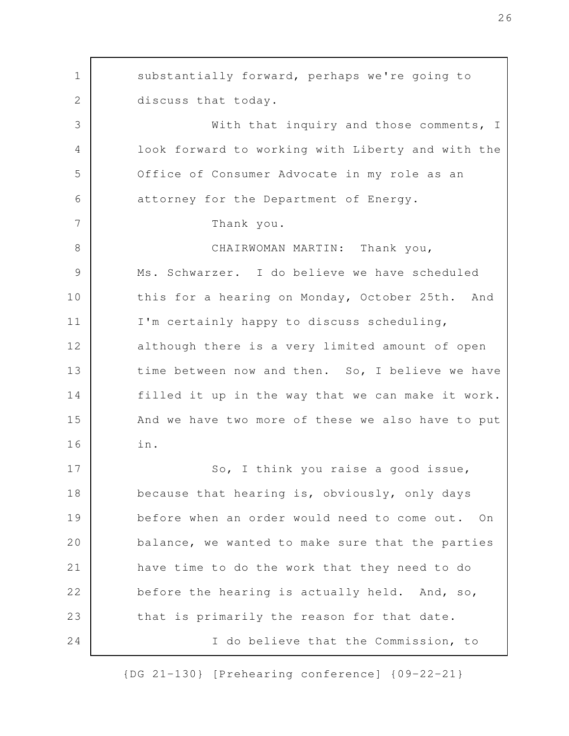substantially forward, perhaps we're going to discuss that today.

With that inquiry and those comments, I look forward to working with Liberty and with the Office of Consumer Advocate in my role as an attorney for the Department of Energy.

Thank you.

CHAIRWOMAN MARTIN: Thank you, Ms. Schwarzer. I do believe we have scheduled this for a hearing on Monday, October 25th. And I'm certainly happy to discuss scheduling, although there is a very limited amount of open time between now and then. So, I believe we have filled it up in the way that we can make it work. And we have two more of these we also have to put in.

So, I think you raise a good issue, because that hearing is, obviously, only days before when an order would need to come out. On balance, we wanted to make sure that the parties have time to do the work that they need to do before the hearing is actually held. And, so, that is primarily the reason for that date.

I do believe that the Commission, to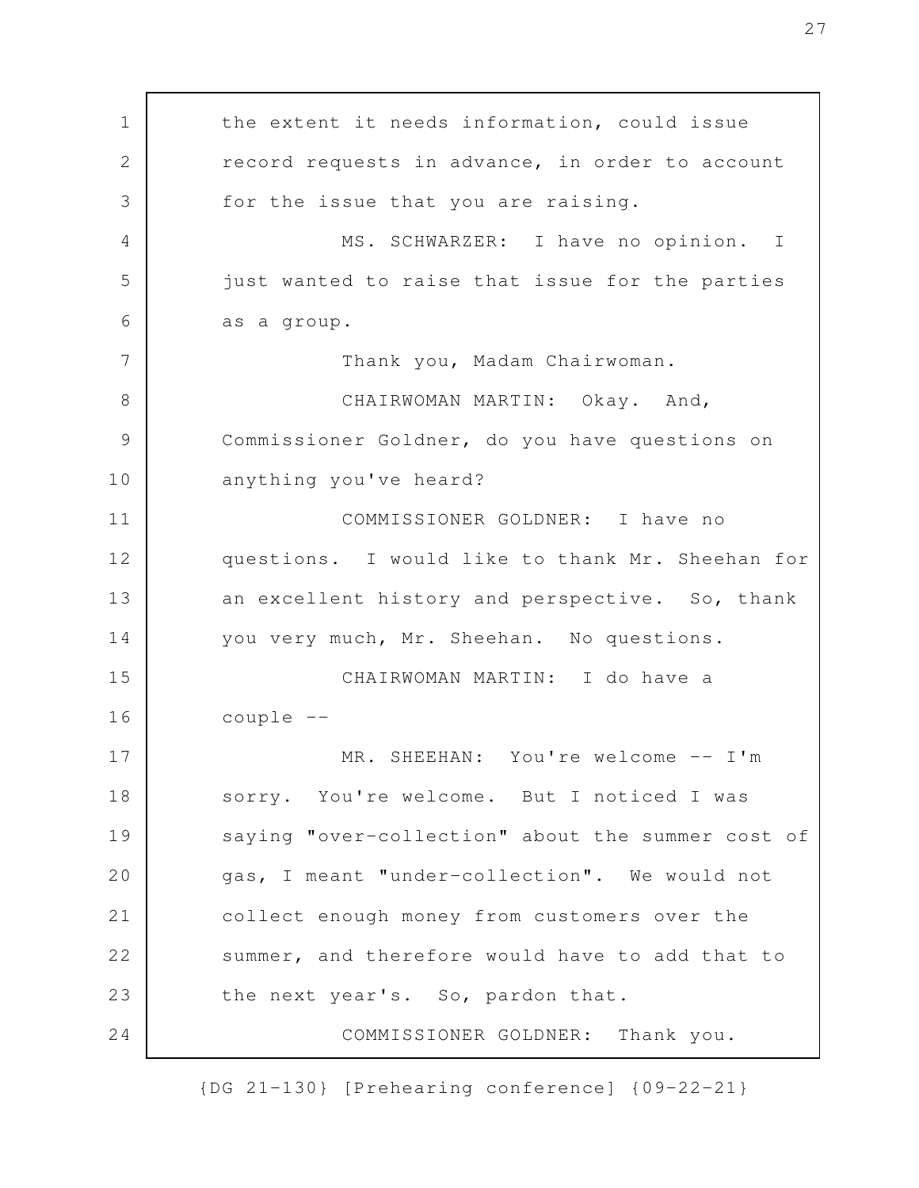the extent it needs information, could issue record requests in advance, in order to account for the issue that you are raising.

MS. SCHWARZER: I have no opinion. I just wanted to raise that issue for the parties as a group.

Thank you, Madam Chairwoman.

CHAIRWOMAN MARTIN: Okay. And, Commissioner Goldner, do you have questions on anything you've heard?

COMMISSIONER GOLDNER: I have no questions. I would like to thank Mr. Sheehan for an excellent history and perspective. So, thank you very much, Mr. Sheehan. No questions.

CHAIRWOMAN MARTIN: I do have a couple --

MR. SHEEHAN: You're welcome -- I'm sorry. You're welcome. But I noticed I was saying "over-collection" about the summer cost of gas, I meant "under-collection". We would not collect enough money from customers over the summer, and therefore would have to add that to the next year's. So, pardon that.

COMMISSIONER GOLDNER: Thank you.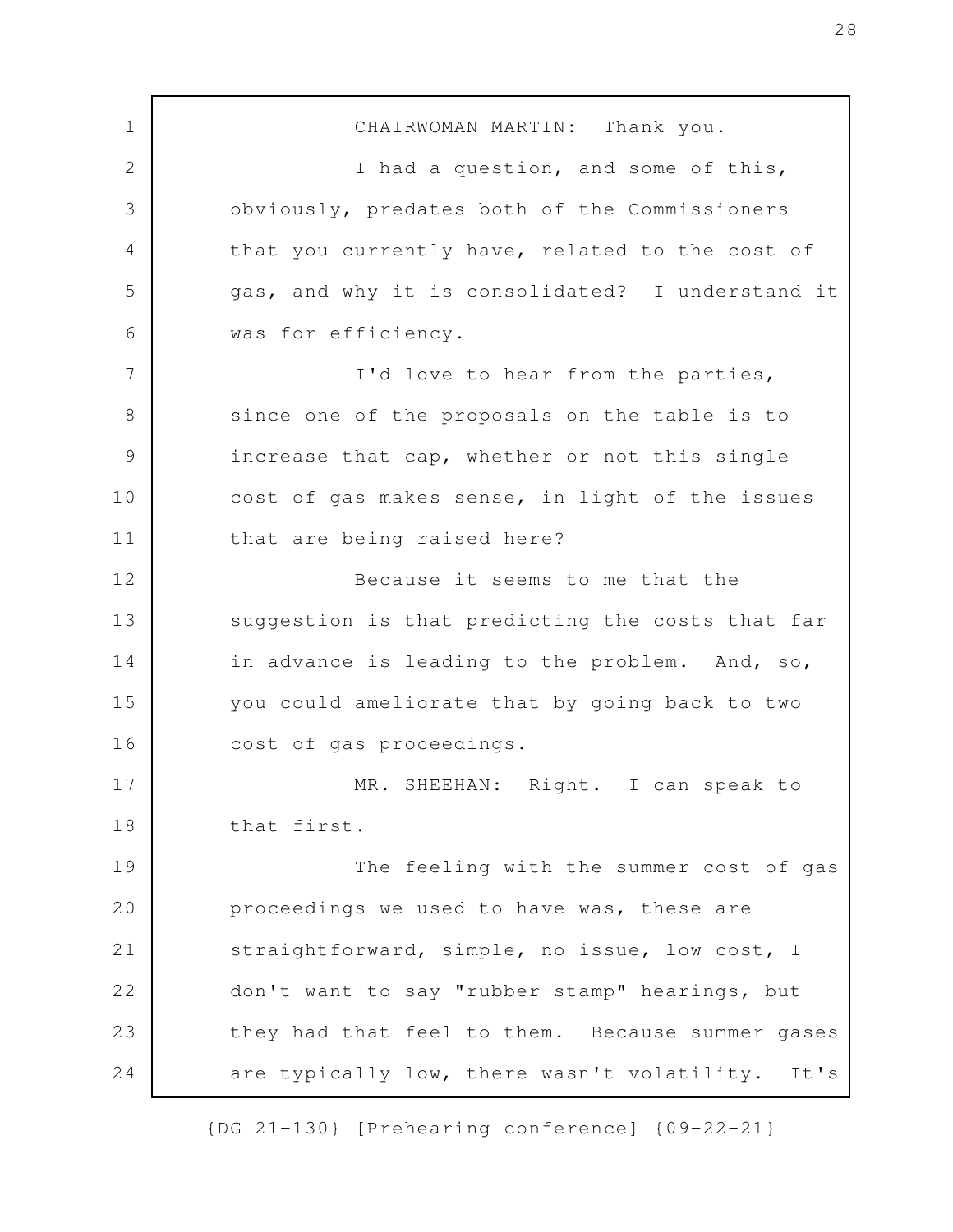CHAIRWOMAN MARTIN: Thank you.

I had a question, and some of this, obviously, predates both of the Commissioners that you currently have, related to the cost of gas, and why it is consolidated? I understand it was for efficiency.

I'd love to hear from the parties, since one of the proposals on the table is to increase that cap, whether or not this single cost of gas makes sense, in light of the issues that are being raised here?

Because it seems to me that the suggestion is that predicting the costs that far in advance is leading to the problem. And, so, you could ameliorate that by going back to two cost of gas proceedings.

MR. SHEEHAN: Right. I can speak to that first.

The feeling with the summer cost of gas proceedings we used to have was, these are straightforward, simple, no issue, low cost, I don't want to say "rubber-stamp" hearings, but they had that feel to them. Because summer gases are typically low, there wasn't volatility. It's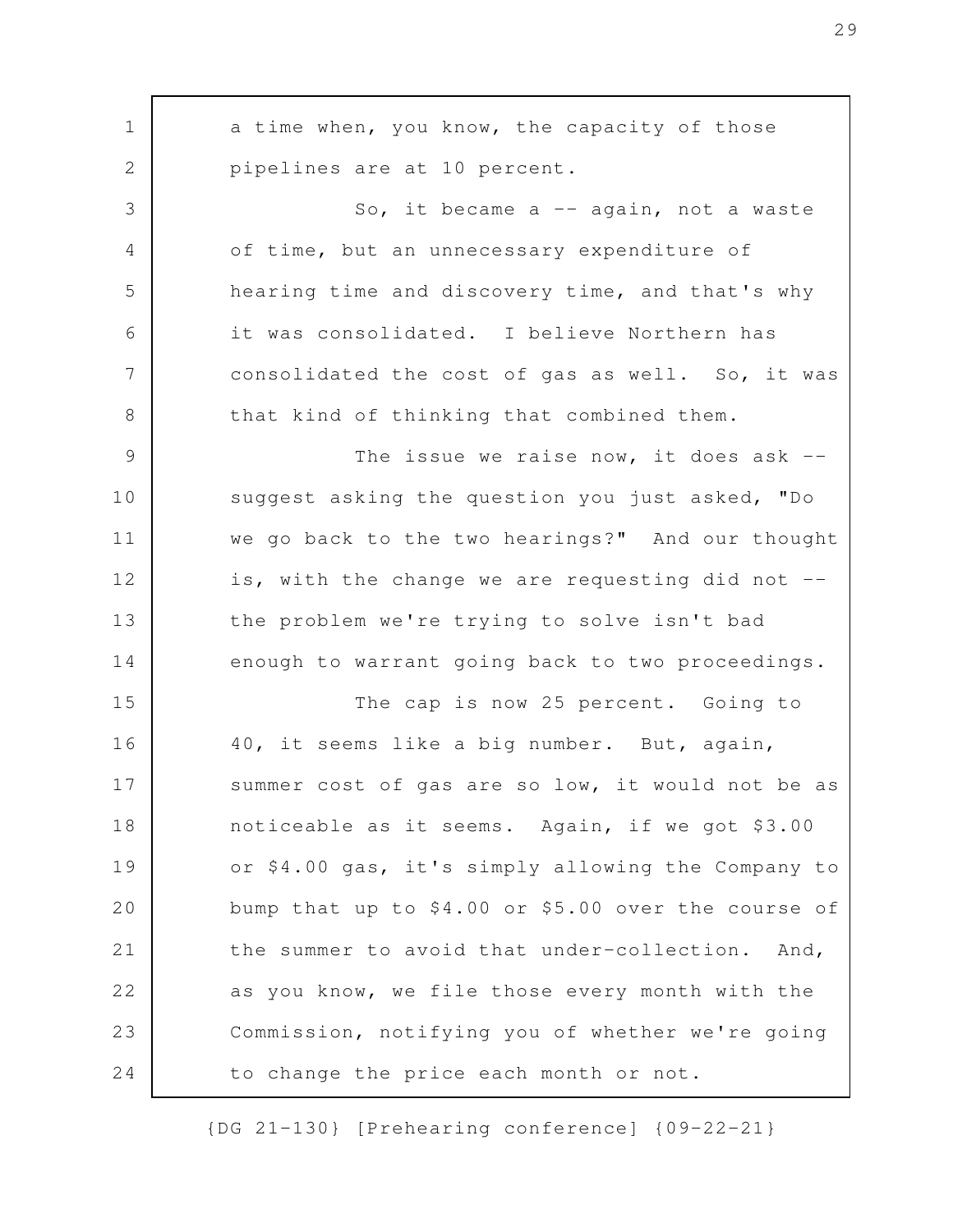a time when, you know, the capacity of those pipelines are at 10 percent.

So, it became a -- again, not a waste of time, but an unnecessary expenditure of hearing time and discovery time, and that's why it was consolidated. I believe Northern has consolidated the cost of gas as well. So, it was that kind of thinking that combined them.

The issue we raise now, it does ask -- suggest asking the question you just asked, "Do we go back to the two hearings?" And our thought is, with the change we are requesting did not -- the problem we're trying to solve isn't bad enough to warrant going back to two proceedings.

The cap is now 25 percent. Going to 40, it seems like a big number. But, again, summer cost of gas are so low, it would not be as noticeable as it seems. Again, if we got $3.00 or $4.00 gas, it's simply allowing the Company to bump that up to $4.00 or $5.00 over the course of the summer to avoid that under-collection. And, as you know, we file those every month with the Commission, notifying you of whether we're going to change the price each month or not.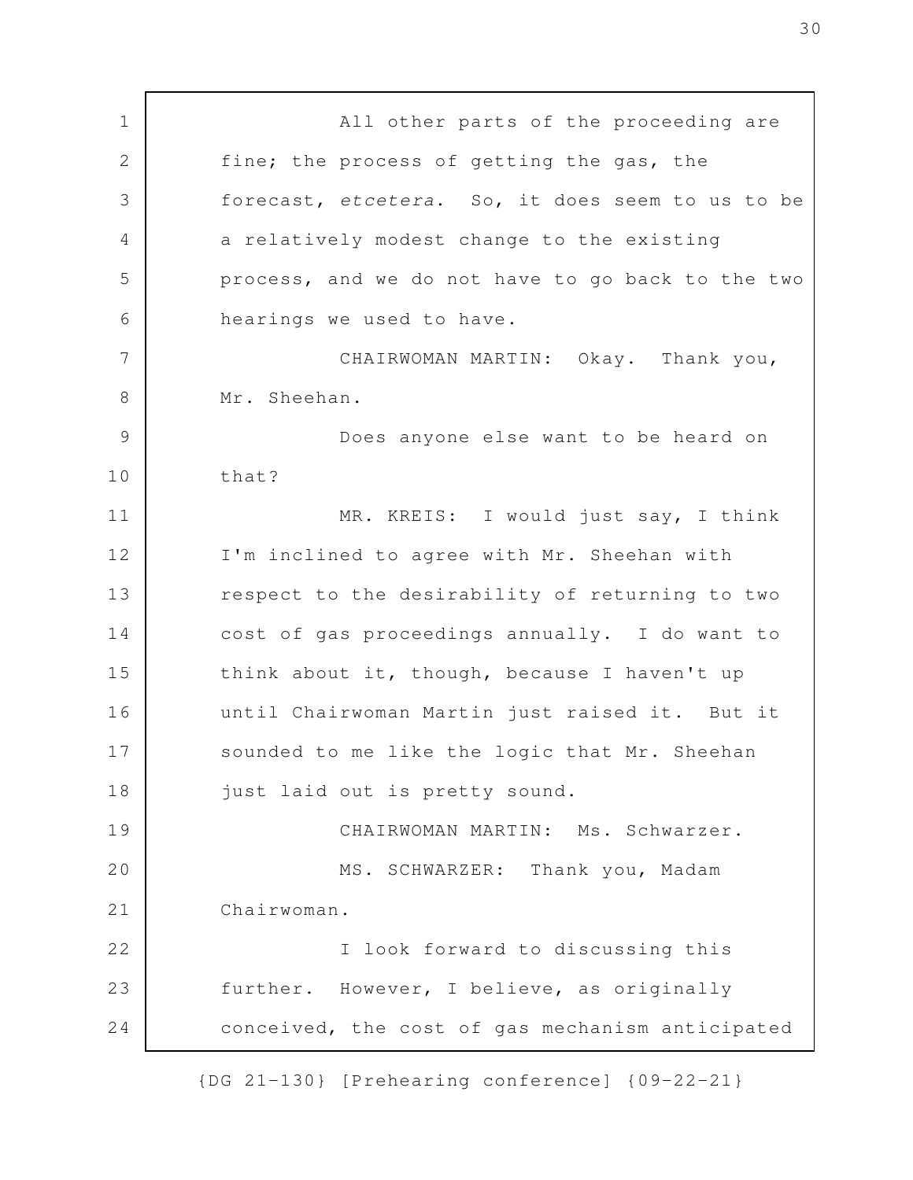All other parts of the proceeding are fine; the process of getting the gas, the forecast, *etcetera*. So, it does seem to us to be a relatively modest change to the existing process, and we do not have to go back to the two hearings we used to have.

CHAIRWOMAN MARTIN: Okay. Thank you, Mr. Sheehan.

Does anyone else want to be heard on that?

MR. KREIS: I would just say, I think I'm inclined to agree with Mr. Sheehan with respect to the desirability of returning to two cost of gas proceedings annually. I do want to think about it, though, because I haven't up until Chairwoman Martin just raised it. But it sounded to me like the logic that Mr. Sheehan just laid out is pretty sound.

CHAIRWOMAN MARTIN: Ms. Schwarzer.

MS. SCHWARZER: Thank you, Madam Chairwoman.

I look forward to discussing this further. However, I believe, as originally conceived, the cost of gas mechanism anticipated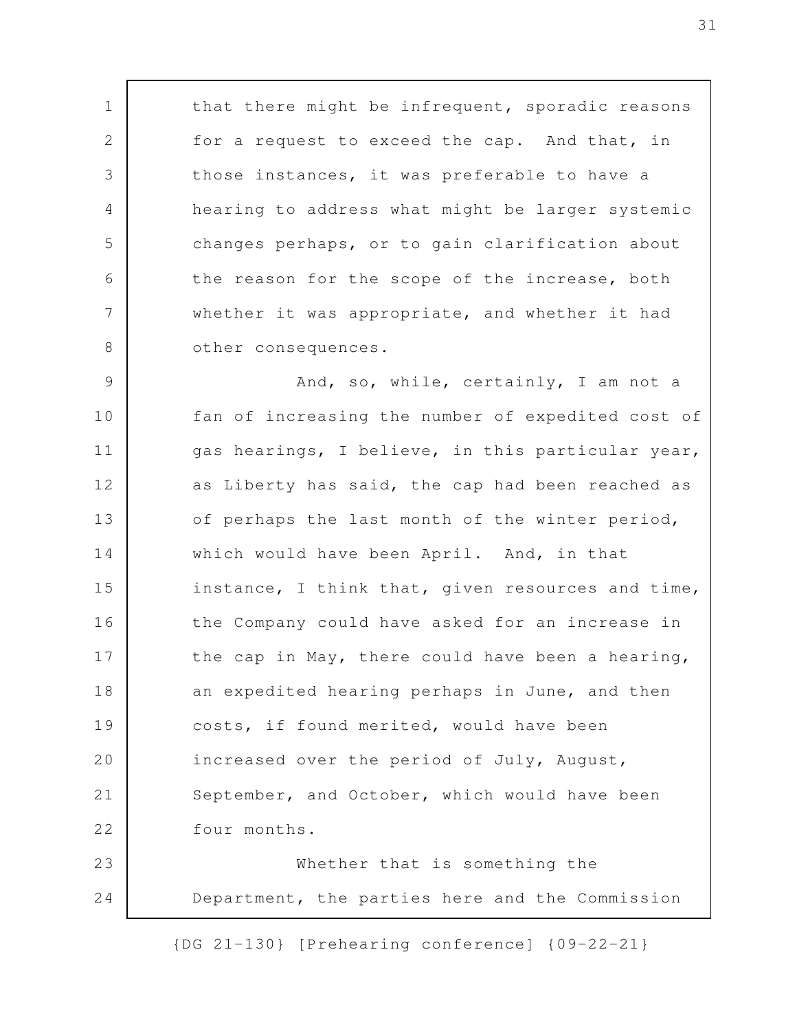that there might be infrequent, sporadic reasons for a request to exceed the cap. And that, in those instances, it was preferable to have a hearing to address what might be larger systemic changes perhaps, or to gain clarification about the reason for the scope of the increase, both whether it was appropriate, and whether it had other consequences.

And, so, while, certainly, I am not a fan of increasing the number of expedited cost of gas hearings, I believe, in this particular year, as Liberty has said, the cap had been reached as of perhaps the last month of the winter period, which would have been April. And, in that instance, I think that, given resources and time, the Company could have asked for an increase in the cap in May, there could have been a hearing, an expedited hearing perhaps in June, and then costs, if found merited, would have been increased over the period of July, August, September, and October, which would have been four months.

Whether that is something the Department, the parties here and the Commission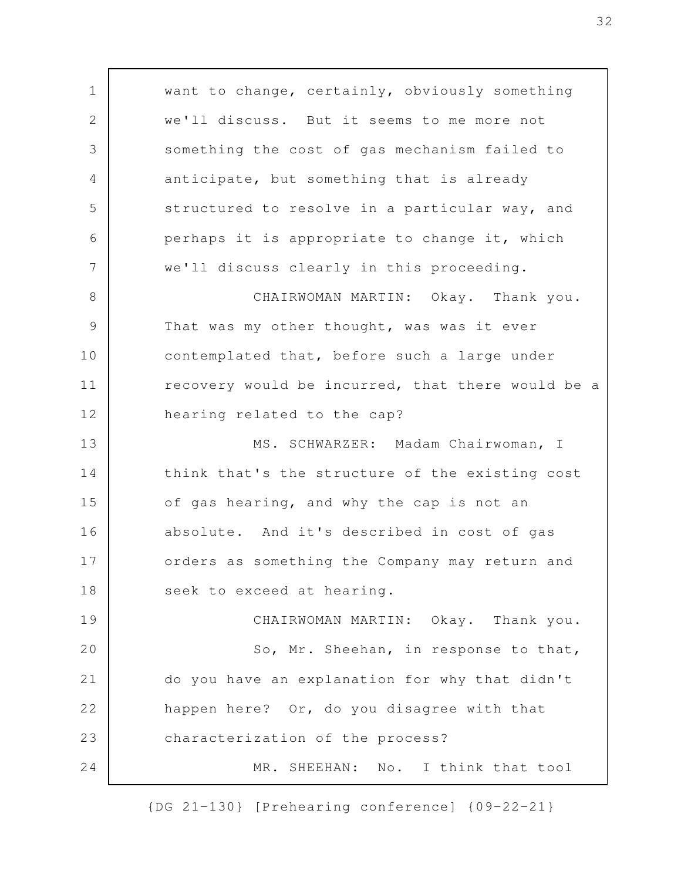want to change, certainly, obviously something we'll discuss. But it seems to me more not something the cost of gas mechanism failed to anticipate, but something that is already structured to resolve in a particular way, and perhaps it is appropriate to change it, which we'll discuss clearly in this proceeding.

CHAIRWOMAN MARTIN: Okay. Thank you. That was my other thought, was was it ever contemplated that, before such a large under recovery would be incurred, that there would be a hearing related to the cap?

MS. SCHWARZER: Madam Chairwoman, I think that's the structure of the existing cost of gas hearing, and why the cap is not an absolute. And it's described in cost of gas orders as something the Company may return and seek to exceed at hearing.

CHAIRWOMAN MARTIN: Okay. Thank you.

So, Mr. Sheehan, in response to that, do you have an explanation for why that didn't happen here? Or, do you disagree with that characterization of the process?

MR. SHEEHAN: No. I think that tool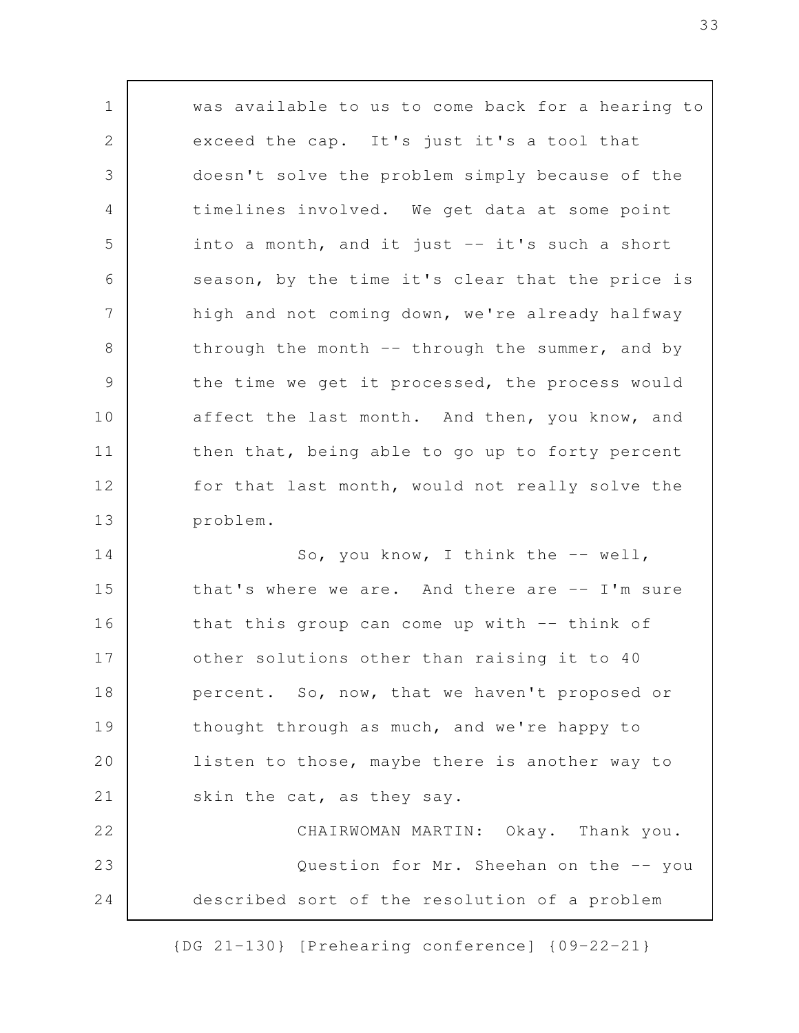was available to us to come back for a hearing to exceed the cap. It's just it's a tool that doesn't solve the problem simply because of the timelines involved. We get data at some point into a month, and it just -- it's such a short season, by the time it's clear that the price is high and not coming down, we're already halfway through the month -- through the summer, and by the time we get it processed, the process would affect the last month. And then, you know, and then that, being able to go up to forty percent for that last month, would not really solve the problem.

So, you know, I think the -- well, that's where we are. And there are -- I'm sure that this group can come up with -- think of other solutions other than raising it to 40 percent. So, now, that we haven't proposed or thought through as much, and we're happy to listen to those, maybe there is another way to skin the cat, as they say.

CHAIRWOMAN MARTIN: Okay. Thank you.

Question for Mr. Sheehan on the -- you described sort of the resolution of a problem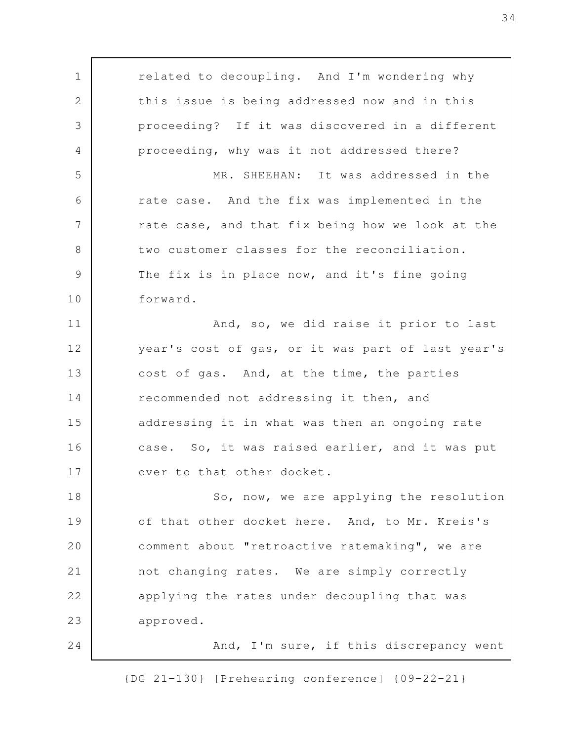related to decoupling. And I'm wondering why this issue is being addressed now and in this proceeding? If it was discovered in a different proceeding, why was it not addressed there?

MR. SHEEHAN: It was addressed in the rate case. And the fix was implemented in the rate case, and that fix being how we look at the two customer classes for the reconciliation. The fix is in place now, and it's fine going forward.

And, so, we did raise it prior to last year's cost of gas, or it was part of last year's cost of gas. And, at the time, the parties recommended not addressing it then, and addressing it in what was then an ongoing rate case. So, it was raised earlier, and it was put over to that other docket.

So, now, we are applying the resolution of that other docket here. And, to Mr. Kreis's comment about "retroactive ratemaking", we are not changing rates. We are simply correctly applying the rates under decoupling that was approved.

And, I'm sure, if this discrepancy went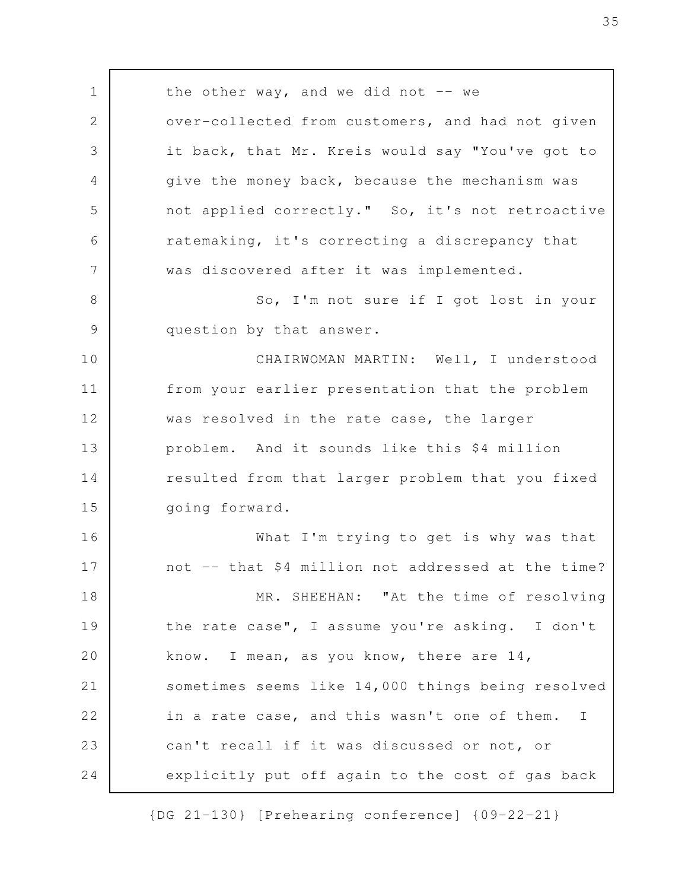the other way, and we did not -- we over-collected from customers, and had not given it back, that Mr. Kreis would say "You've got to give the money back, because the mechanism was not applied correctly." So, it's not retroactive ratemaking, it's correcting a discrepancy that was discovered after it was implemented.

So, I'm not sure if I got lost in your question by that answer.

CHAIRWOMAN MARTIN: Well, I understood from your earlier presentation that the problem was resolved in the rate case, the larger problem. And it sounds like this $4 million resulted from that larger problem that you fixed going forward.

What I'm trying to get is why was that not -- that $4 million not addressed at the time?

MR. SHEEHAN: "At the time of resolving the rate case", I assume you're asking. I don't know. I mean, as you know, there are 14, sometimes seems like 14,000 things being resolved in a rate case, and this wasn't one of them. I can't recall if it was discussed or not, or explicitly put off again to the cost of gas back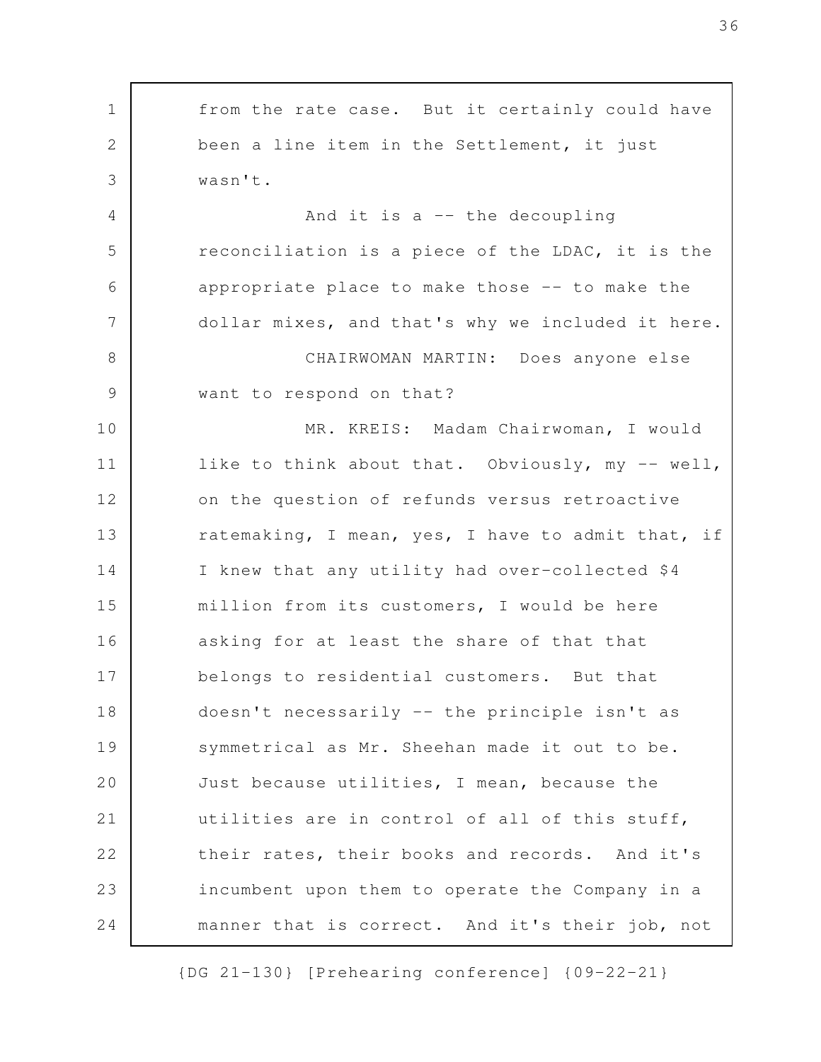from the rate case. But it certainly could have been a line item in the Settlement, it just wasn't.

And it is a -- the decoupling reconciliation is a piece of the LDAC, it is the appropriate place to make those -- to make the dollar mixes, and that's why we included it here.

CHAIRWOMAN MARTIN: Does anyone else want to respond on that?

MR. KREIS: Madam Chairwoman, I would like to think about that. Obviously, my -- well, on the question of refunds versus retroactive ratemaking, I mean, yes, I have to admit that, if I knew that any utility had over-collected $4 million from its customers, I would be here asking for at least the share of that that belongs to residential customers. But that doesn't necessarily -- the principle isn't as symmetrical as Mr. Sheehan made it out to be. Just because utilities, I mean, because the utilities are in control of all of this stuff, their rates, their books and records. And it's incumbent upon them to operate the Company in a manner that is correct. And it's their job, not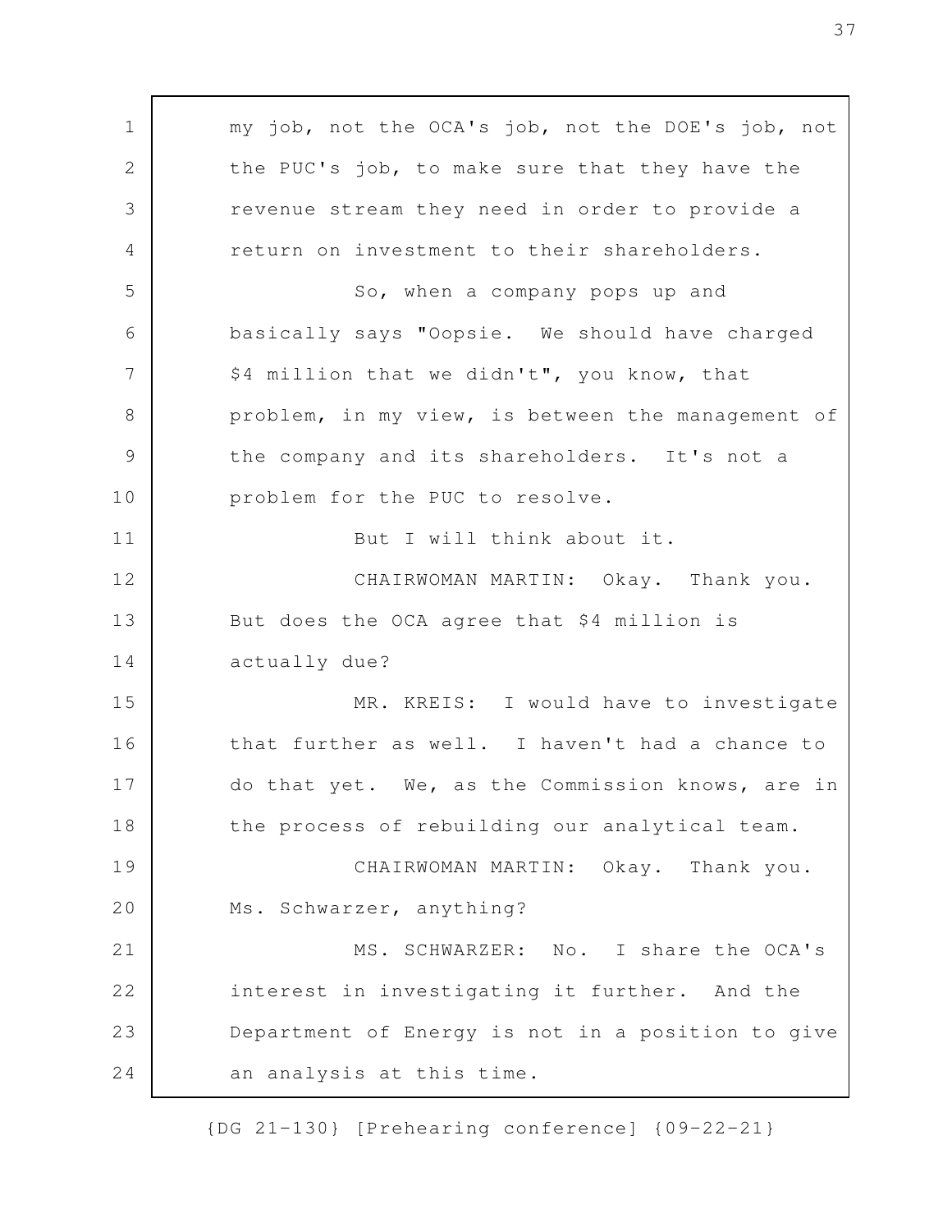my job, not the OCA's job, not the DOE's job, not the PUC's job, to make sure that they have the revenue stream they need in order to provide a return on investment to their shareholders.

So, when a company pops up and basically says "Oopsie. We should have charged $4 million that we didn't", you know, that problem, in my view, is between the management of the company and its shareholders. It's not a problem for the PUC to resolve.

But I will think about it.

CHAIRWOMAN MARTIN: Okay. Thank you. But does the OCA agree that $4 million is actually due?

MR. KREIS: I would have to investigate that further as well. I haven't had a chance to do that yet. We, as the Commission knows, are in the process of rebuilding our analytical team.

CHAIRWOMAN MARTIN: Okay. Thank you. Ms. Schwarzer, anything?

MS. SCHWARZER: No. I share the OCA's interest in investigating it further. And the Department of Energy is not in a position to give an analysis at this time.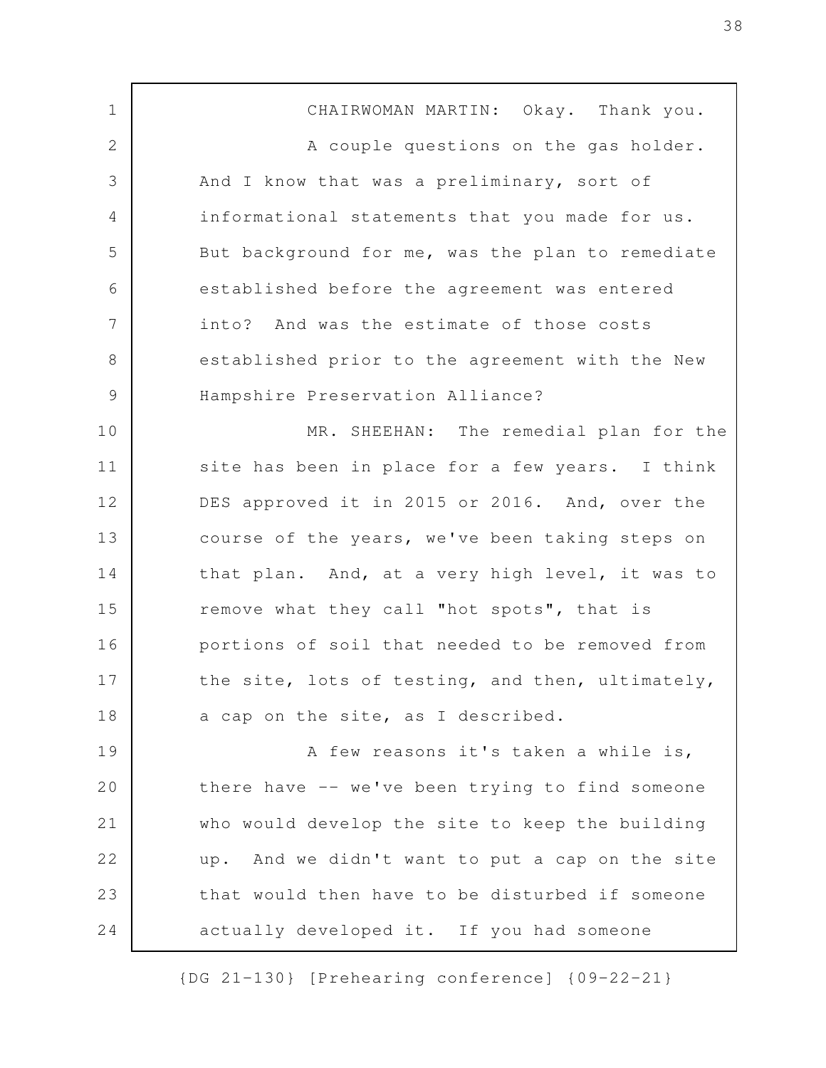CHAIRWOMAN MARTIN: Okay. Thank you.

A couple questions on the gas holder. And I know that was a preliminary, sort of informational statements that you made for us. But background for me, was the plan to remediate established before the agreement was entered into? And was the estimate of those costs established prior to the agreement with the New Hampshire Preservation Alliance?

MR. SHEEHAN: The remedial plan for the site has been in place for a few years. I think DES approved it in 2015 or 2016. And, over the course of the years, we've been taking steps on that plan. And, at a very high level, it was to remove what they call "hot spots", that is portions of soil that needed to be removed from the site, lots of testing, and then, ultimately, a cap on the site, as I described.

A few reasons it's taken a while is, there have -- we've been trying to find someone who would develop the site to keep the building up. And we didn't want to put a cap on the site that would then have to be disturbed if someone actually developed it. If you had someone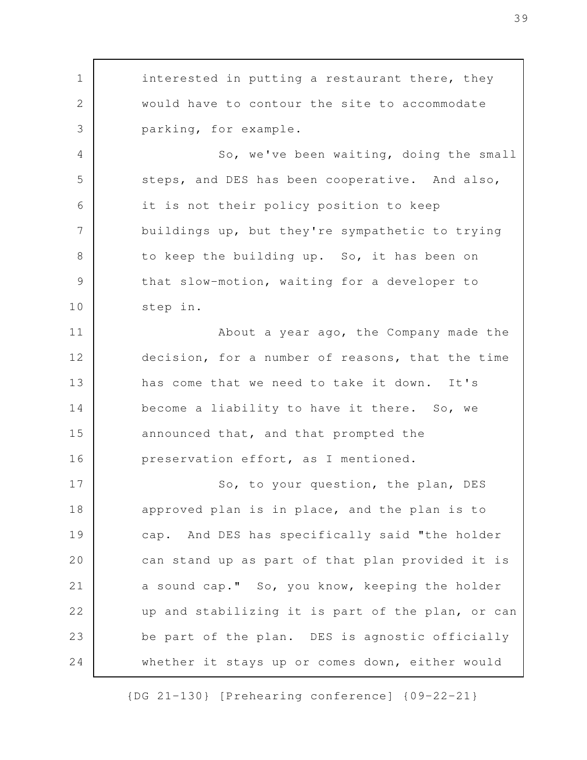interested in putting a restaurant there, they would have to contour the site to accommodate parking, for example.

So, we've been waiting, doing the small steps, and DES has been cooperative. And also, it is not their policy position to keep buildings up, but they're sympathetic to trying to keep the building up. So, it has been on that slow-motion, waiting for a developer to step in.

About a year ago, the Company made the decision, for a number of reasons, that the time has come that we need to take it down. It's become a liability to have it there. So, we announced that, and that prompted the preservation effort, as I mentioned.

So, to your question, the plan, DES approved plan is in place, and the plan is to cap. And DES has specifically said "the holder can stand up as part of that plan provided it is a sound cap." So, you know, keeping the holder up and stabilizing it is part of the plan, or can be part of the plan. DES is agnostic officially whether it stays up or comes down, either would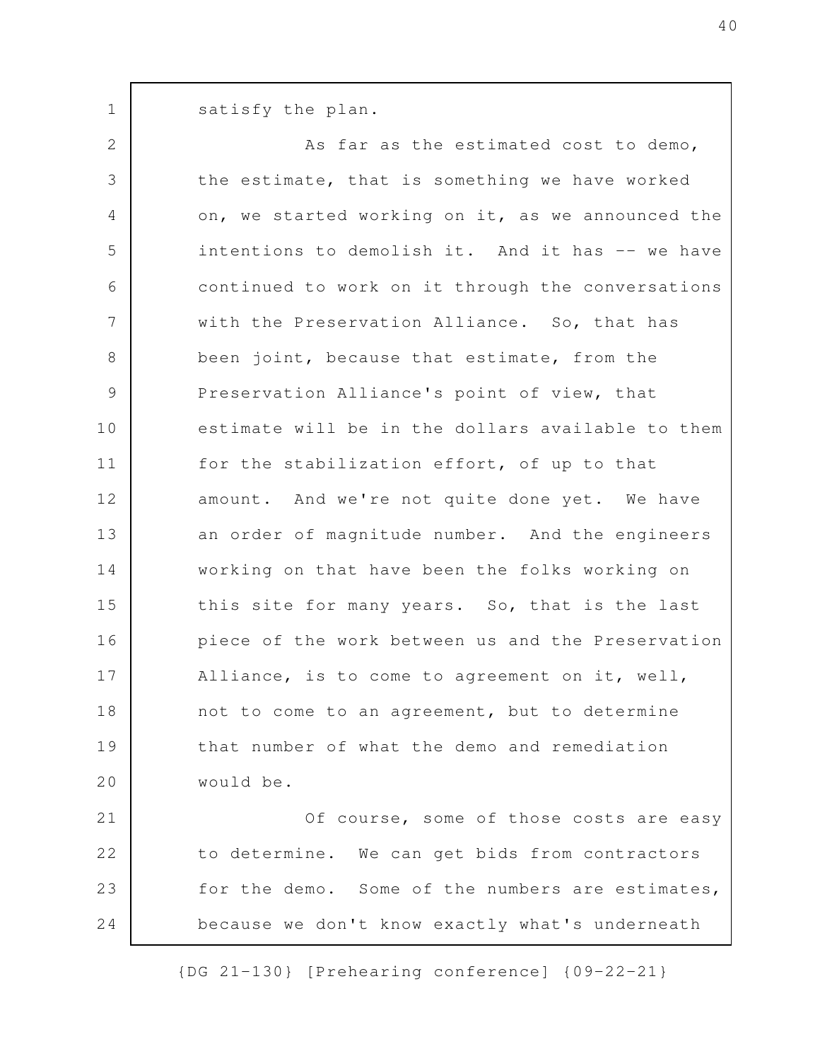satisfy the plan.

As far as the estimated cost to demo, the estimate, that is something we have worked on, we started working on it, as we announced the intentions to demolish it. And it has -- we have continued to work on it through the conversations with the Preservation Alliance. So, that has been joint, because that estimate, from the Preservation Alliance's point of view, that estimate will be in the dollars available to them for the stabilization effort, of up to that amount. And we're not quite done yet. We have an order of magnitude number. And the engineers working on that have been the folks working on this site for many years. So, that is the last piece of the work between us and the Preservation Alliance, is to come to agreement on it, well, not to come to an agreement, but to determine that number of what the demo and remediation would be.

Of course, some of those costs are easy to determine. We can get bids from contractors for the demo. Some of the numbers are estimates, because we don't know exactly what's underneath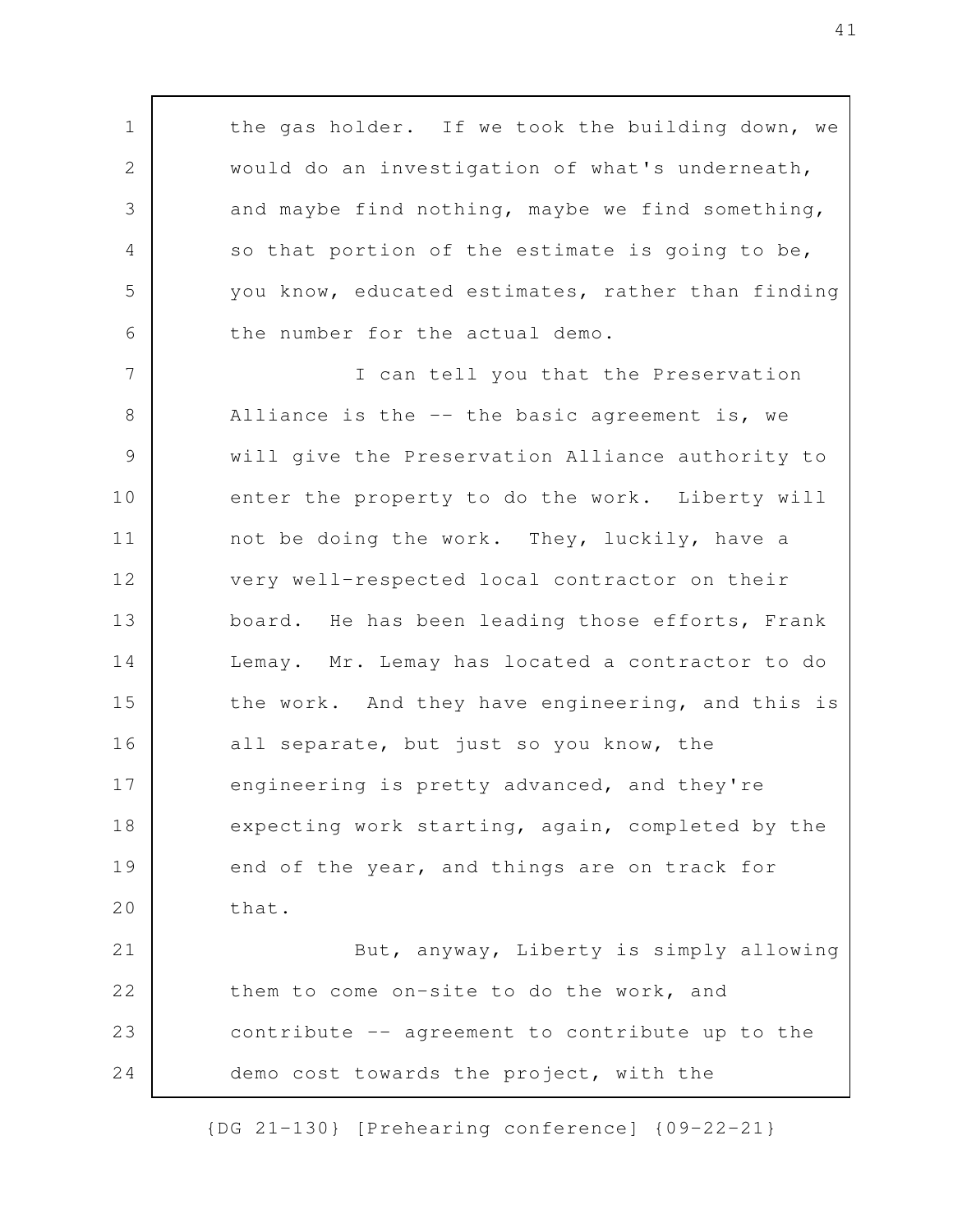the gas holder. If we took the building down, we would do an investigation of what's underneath, and maybe find nothing, maybe we find something, so that portion of the estimate is going to be, you know, educated estimates, rather than finding the number for the actual demo.

I can tell you that the Preservation Alliance is the -- the basic agreement is, we will give the Preservation Alliance authority to enter the property to do the work. Liberty will not be doing the work. They, luckily, have a very well-respected local contractor on their board. He has been leading those efforts, Frank Lemay. Mr. Lemay has located a contractor to do the work. And they have engineering, and this is all separate, but just so you know, the engineering is pretty advanced, and they're expecting work starting, again, completed by the end of the year, and things are on track for that.

But, anyway, Liberty is simply allowing them to come on-site to do the work, and contribute -- agreement to contribute up to the demo cost towards the project, with the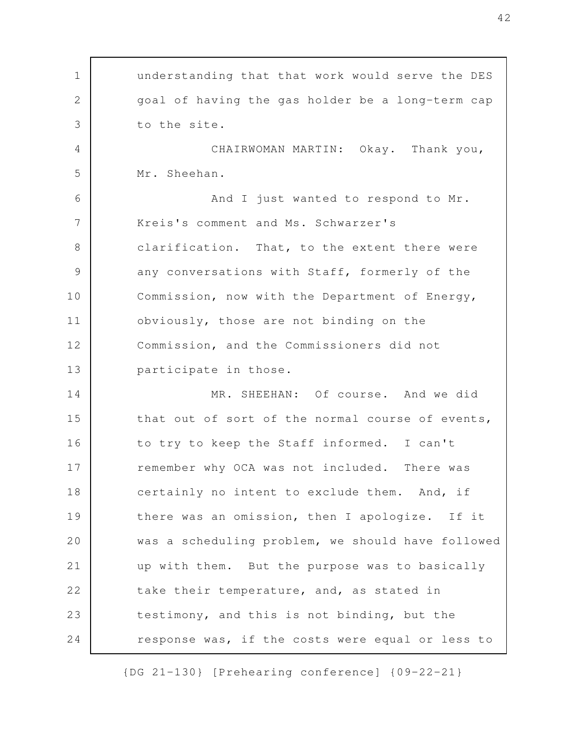understanding that that work would serve the DES goal of having the gas holder be a long-term cap to the site.

CHAIRWOMAN MARTIN: Okay. Thank you, Mr. Sheehan.

And I just wanted to respond to Mr. Kreis's comment and Ms. Schwarzer's clarification. That, to the extent there were any conversations with Staff, formerly of the Commission, now with the Department of Energy, obviously, those are not binding on the Commission, and the Commissioners did not participate in those.

MR. SHEEHAN: Of course. And we did that out of sort of the normal course of events, to try to keep the Staff informed. I can't remember why OCA was not included. There was certainly no intent to exclude them. And, if there was an omission, then I apologize. If it was a scheduling problem, we should have followed up with them. But the purpose was to basically take their temperature, and, as stated in testimony, and this is not binding, but the response was, if the costs were equal or less to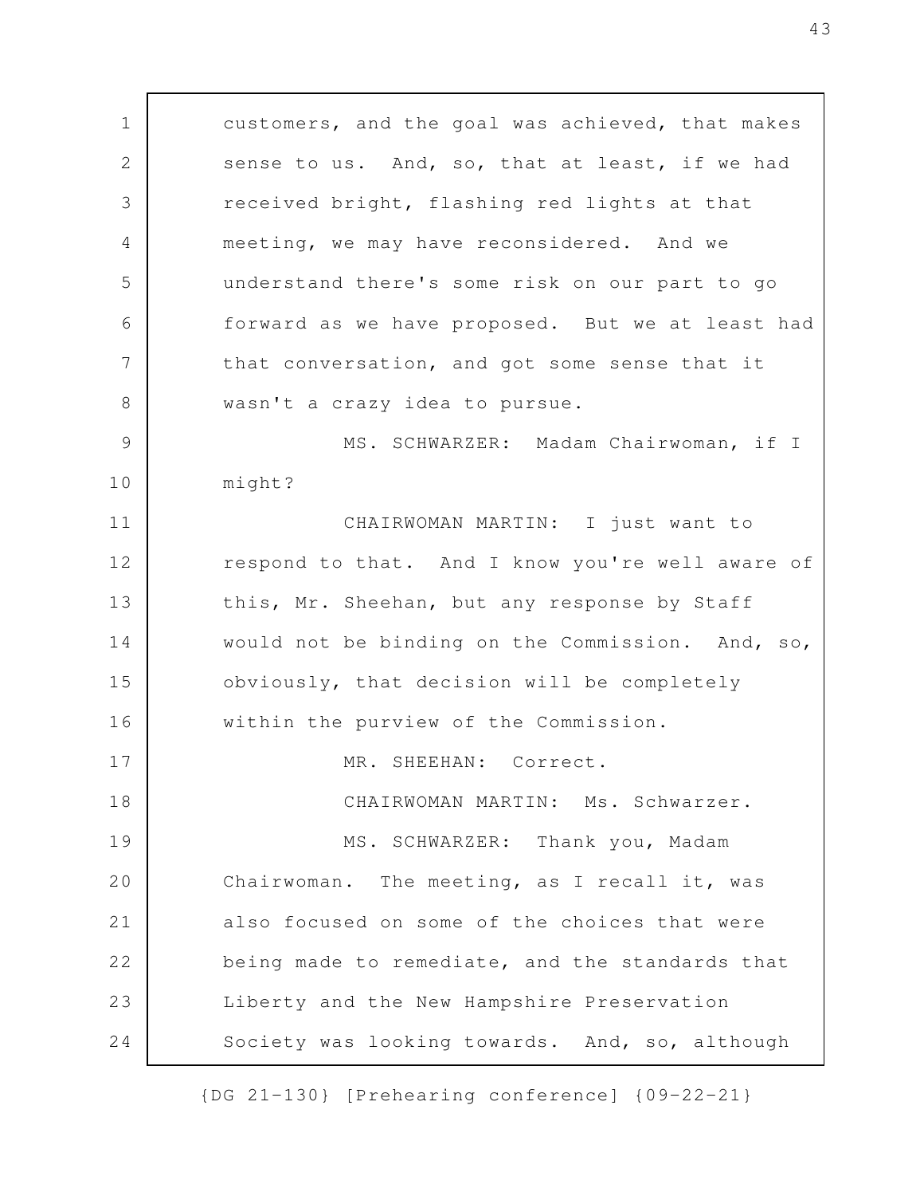customers, and the goal was achieved, that makes sense to us. And, so, that at least, if we had received bright, flashing red lights at that meeting, we may have reconsidered. And we understand there's some risk on our part to go forward as we have proposed. But we at least had that conversation, and got some sense that it wasn't a crazy idea to pursue.

MS. SCHWARZER: Madam Chairwoman, if I might?

CHAIRWOMAN MARTIN: I just want to respond to that. And I know you're well aware of this, Mr. Sheehan, but any response by Staff would not be binding on the Commission. And, so, obviously, that decision will be completely within the purview of the Commission.

MR. SHEEHAN: Correct.

CHAIRWOMAN MARTIN: Ms. Schwarzer.

MS. SCHWARZER: Thank you, Madam Chairwoman. The meeting, as I recall it, was also focused on some of the choices that were being made to remediate, and the standards that Liberty and the New Hampshire Preservation Society was looking towards. And, so, although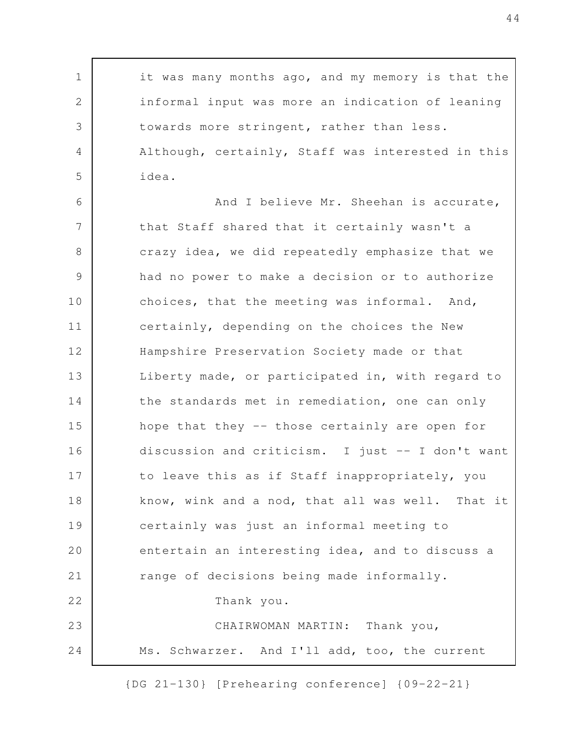it was many months ago, and my memory is that the informal input was more an indication of leaning towards more stringent, rather than less. Although, certainly, Staff was interested in this idea.

And I believe Mr. Sheehan is accurate, that Staff shared that it certainly wasn't a crazy idea, we did repeatedly emphasize that we had no power to make a decision or to authorize choices, that the meeting was informal. And, certainly, depending on the choices the New Hampshire Preservation Society made or that Liberty made, or participated in, with regard to the standards met in remediation, one can only hope that they -- those certainly are open for discussion and criticism. I just -- I don't want to leave this as if Staff inappropriately, you know, wink and a nod, that all was well. That it certainly was just an informal meeting to entertain an interesting idea, and to discuss a range of decisions being made informally.

Thank you.

CHAIRWOMAN MARTIN: Thank you, Ms. Schwarzer. And I'll add, too, the current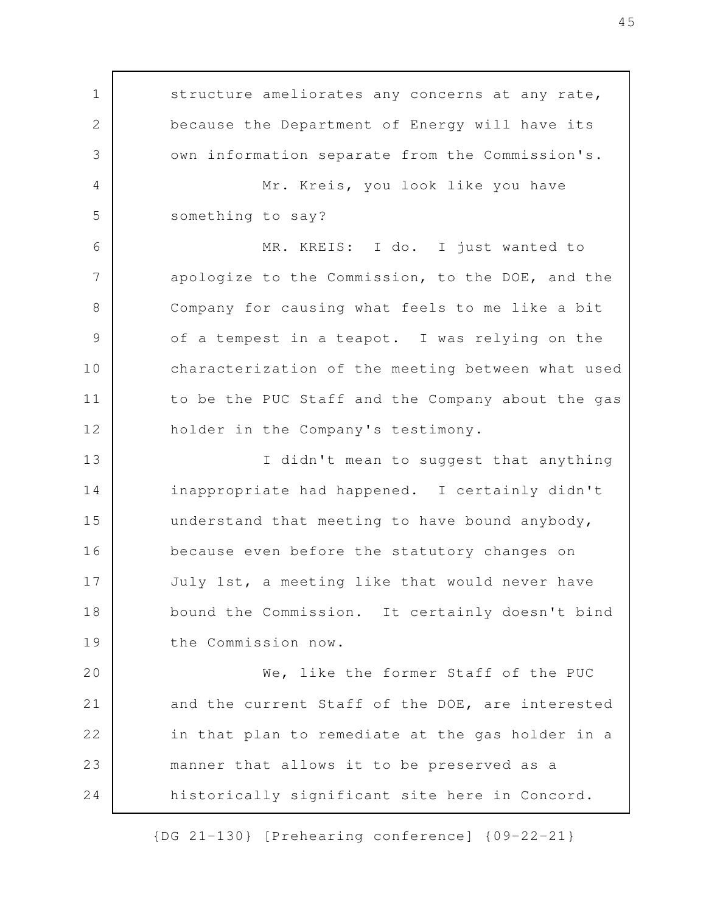structure ameliorates any concerns at any rate, because the Department of Energy will have its own information separate from the Commission's.

Mr. Kreis, you look like you have something to say?

MR. KREIS: I do. I just wanted to apologize to the Commission, to the DOE, and the Company for causing what feels to me like a bit of a tempest in a teapot. I was relying on the characterization of the meeting between what used to be the PUC Staff and the Company about the gas holder in the Company's testimony.

I didn't mean to suggest that anything inappropriate had happened. I certainly didn't understand that meeting to have bound anybody, because even before the statutory changes on July 1st, a meeting like that would never have bound the Commission. It certainly doesn't bind the Commission now.

We, like the former Staff of the PUC and the current Staff of the DOE, are interested in that plan to remediate at the gas holder in a manner that allows it to be preserved as a historically significant site here in Concord.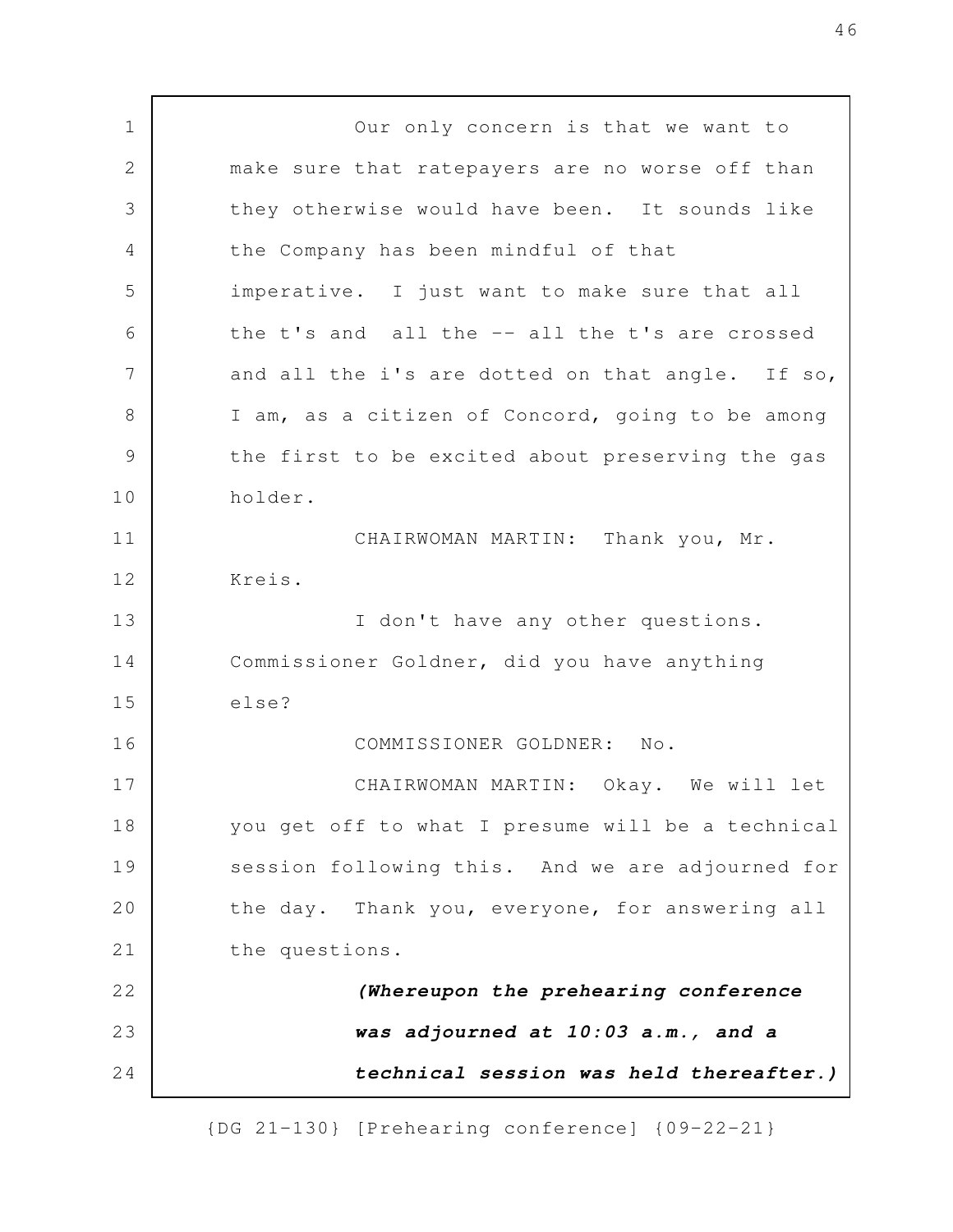Our only concern is that we want to make sure that ratepayers are no worse off than they otherwise would have been. It sounds like the Company has been mindful of that imperative. I just want to make sure that all the t's and all the -- all the t's are crossed and all the i's are dotted on that angle. If so, I am, as a citizen of Concord, going to be among the first to be excited about preserving the gas holder.

CHAIRWOMAN MARTIN: Thank you, Mr. Kreis.

I don't have any other questions. Commissioner Goldner, did you have anything else?

COMMISSIONER GOLDNER: No.

CHAIRWOMAN MARTIN: Okay. We will let you get off to what I presume will be a technical session following this. And we are adjourned for the day. Thank you, everyone, for answering all the questions.

***(Whereupon the prehearing conference was adjourned at 10:03 a.m., and a technical session was held thereafter.)***